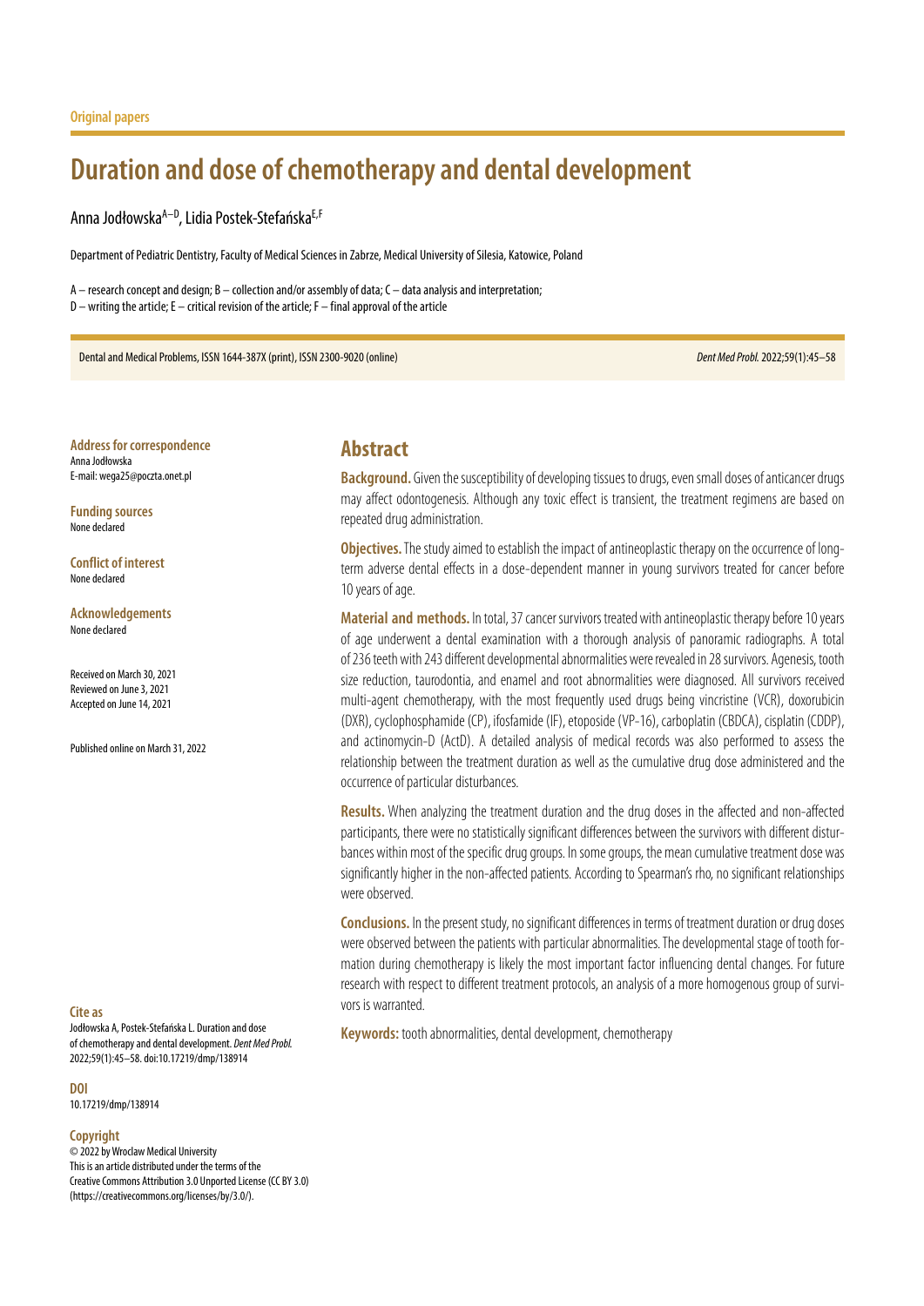Original papers

# Duration and dose of chemotherapy and dental development

Anna Jodłowska[A–D], Lidia Postek-Stefańska[E,F]

Department of Pediatric Dentistry, Faculty of Medical Sciences in Zabrze, Medical University of Silesia, Katowice, Poland

A – research concept and design; B – collection and/or assembly of data; C – data analysis and interpretation;
D – writing the article; E – critical revision of the article; F – final approval of the article

Dental and Medical Problems, ISSN 1644-387X (print), ISSN 2300-9020 (online) *Dent Med Probl.* 2022;59(1):45–58

**Address for correspondence**
Anna Jodłowska
E-mail: wega25@poczta.onet.pl

**Funding sources**
None declared

**Conflict of interest**
None declared

**Acknowledgements**
None declared

Received on March 30, 2021
Reviewed on June 3, 2021
Accepted on June 14, 2021

Published online on March 31, 2022

**Cite as**
Jodłowska A, Postek-Stefańska L. Duration and dose of chemotherapy and dental development. *Dent Med Probl.* 2022;59(1):45–58. doi:10.17219/dmp/138914

**DOI**
10.17219/dmp/138914

**Copyright**
© 2022 by Wroclaw Medical University
This is an article distributed under the terms of the Creative Commons Attribution 3.0 Unported License (CC BY 3.0) (https://creativecommons.org/licenses/by/3.0/).

## Abstract

**Background.** Given the susceptibility of developing tissues to drugs, even small doses of anticancer drugs may affect odontogenesis. Although any toxic effect is transient, the treatment regimens are based on repeated drug administration.

**Objectives.** The study aimed to establish the impact of antineoplastic therapy on the occurrence of long-term adverse dental effects in a dose-dependent manner in young survivors treated for cancer before 10 years of age.

**Material and methods.** In total, 37 cancer survivors treated with antineoplastic therapy before 10 years of age underwent a dental examination with a thorough analysis of panoramic radiographs. A total of 236 teeth with 243 different developmental abnormalities were revealed in 28 survivors. Agenesis, tooth size reduction, taurodontia, and enamel and root abnormalities were diagnosed. All survivors received multi-agent chemotherapy, with the most frequently used drugs being vincristine (VCR), doxorubicin (DXR), cyclophosphamide (CP), ifosfamide (IF), etoposide (VP-16), carboplatin (CBDCA), cisplatin (CDDP), and actinomycin-D (ActD). A detailed analysis of medical records was also performed to assess the relationship between the treatment duration as well as the cumulative drug dose administered and the occurrence of particular disturbances.

**Results.** When analyzing the treatment duration and the drug doses in the affected and non-affected participants, there were no statistically significant differences between the survivors with different disturbances within most of the specific drug groups. In some groups, the mean cumulative treatment dose was significantly higher in the non-affected patients. According to Spearman's rho, no significant relationships were observed.

**Conclusions.** In the present study, no significant differences in terms of treatment duration or drug doses were observed between the patients with particular abnormalities. The developmental stage of tooth formation during chemotherapy is likely the most important factor influencing dental changes. For future research with respect to different treatment protocols, an analysis of a more homogenous group of survivors is warranted.

**Keywords:** tooth abnormalities, dental development, chemotherapy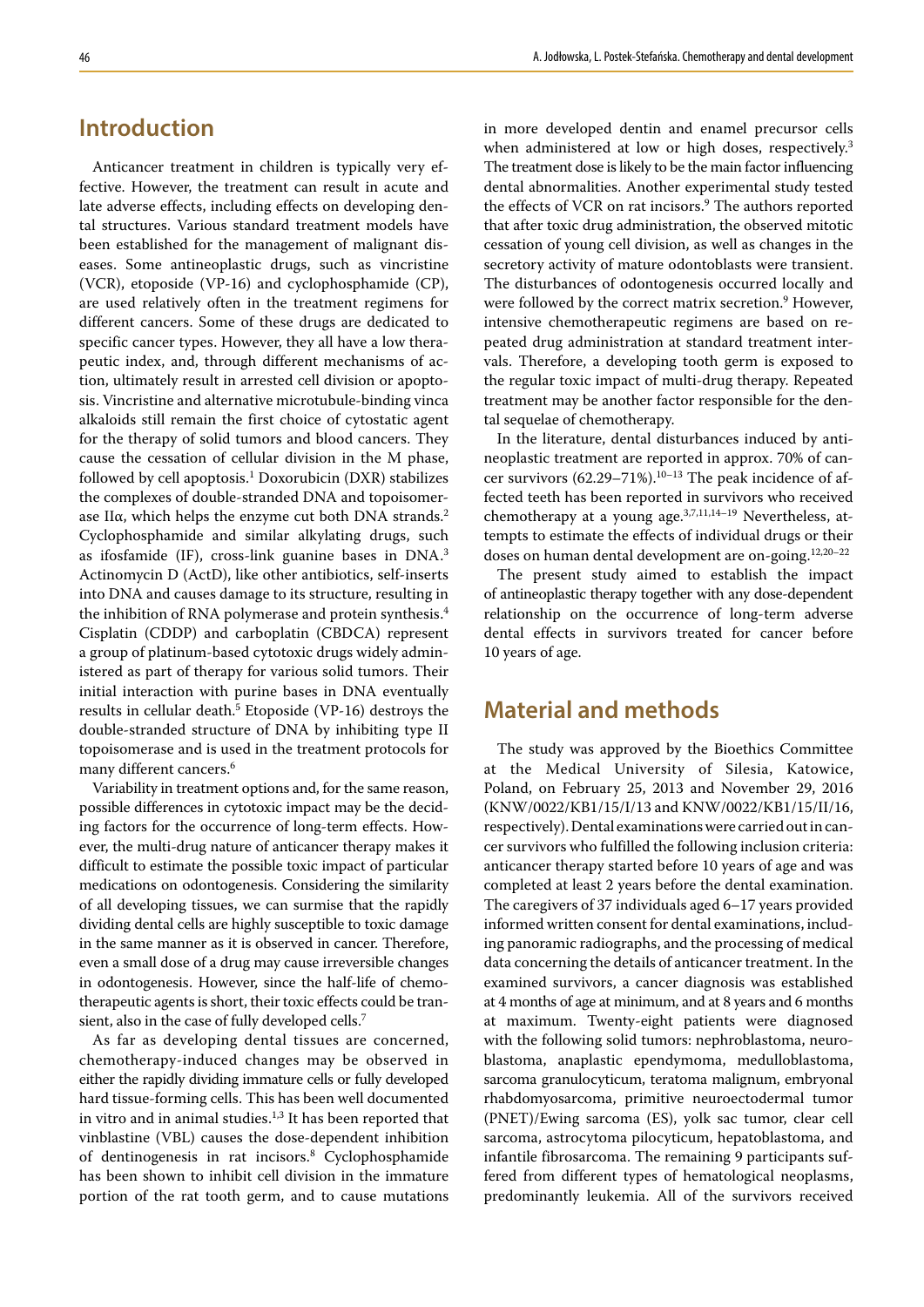## Introduction

Anticancer treatment in children is typically very effective. However, the treatment can result in acute and late adverse effects, including effects on developing dental structures. Various standard treatment models have been established for the management of malignant diseases. Some antineoplastic drugs, such as vincristine (VCR), etoposide (VP-16) and cyclophosphamide (CP), are used relatively often in the treatment regimens for different cancers. Some of these drugs are dedicated to specific cancer types. However, they all have a low therapeutic index, and, through different mechanisms of action, ultimately result in arrested cell division or apoptosis. Vincristine and alternative microtubule-binding vinca alkaloids still remain the first choice of cytostatic agent for the therapy of solid tumors and blood cancers. They cause the cessation of cellular division in the M phase, followed by cell apoptosis.[1] Doxorubicin (DXR) stabilizes the complexes of double-stranded DNA and topoisomerase IIα, which helps the enzyme cut both DNA strands.[2] Cyclophosphamide and similar alkylating drugs, such as ifosfamide (IF), cross-link guanine bases in DNA.[3] Actinomycin D (ActD), like other antibiotics, self-inserts into DNA and causes damage to its structure, resulting in the inhibition of RNA polymerase and protein synthesis.[4] Cisplatin (CDDP) and carboplatin (CBDCA) represent a group of platinum-based cytotoxic drugs widely administered as part of therapy for various solid tumors. Their initial interaction with purine bases in DNA eventually results in cellular death.[5] Etoposide (VP-16) destroys the double-stranded structure of DNA by inhibiting type II topoisomerase and is used in the treatment protocols for many different cancers.[6]

Variability in treatment options and, for the same reason, possible differences in cytotoxic impact may be the deciding factors for the occurrence of long-term effects. However, the multi-drug nature of anticancer therapy makes it difficult to estimate the possible toxic impact of particular medications on odontogenesis. Considering the similarity of all developing tissues, we can surmise that the rapidly dividing dental cells are highly susceptible to toxic damage in the same manner as it is observed in cancer. Therefore, even a small dose of a drug may cause irreversible changes in odontogenesis. However, since the half-life of chemotherapeutic agents is short, their toxic effects could be transient, also in the case of fully developed cells.[7]

As far as developing dental tissues are concerned, chemotherapy-induced changes may be observed in either the rapidly dividing immature cells or fully developed hard tissue-forming cells. This has been well documented in vitro and in animal studies.[1,3] It has been reported that vinblastine (VBL) causes the dose-dependent inhibition of dentinogenesis in rat incisors.[8] Cyclophosphamide has been shown to inhibit cell division in the immature portion of the rat tooth germ, and to cause mutations in more developed dentin and enamel precursor cells when administered at low or high doses, respectively.[3] The treatment dose is likely to be the main factor influencing dental abnormalities. Another experimental study tested the effects of VCR on rat incisors.[9] The authors reported that after toxic drug administration, the observed mitotic cessation of young cell division, as well as changes in the secretory activity of mature odontoblasts were transient. The disturbances of odontogenesis occurred locally and were followed by the correct matrix secretion.[9] However, intensive chemotherapeutic regimens are based on repeated drug administration at standard treatment intervals. Therefore, a developing tooth germ is exposed to the regular toxic impact of multi-drug therapy. Repeated treatment may be another factor responsible for the dental sequelae of chemotherapy.

In the literature, dental disturbances induced by antineoplastic treatment are reported in approx. 70% of cancer survivors (62.29–71%).[10–13] The peak incidence of affected teeth has been reported in survivors who received chemotherapy at a young age.[3,7,11,14–19] Nevertheless, attempts to estimate the effects of individual drugs or their doses on human dental development are on-going.[12,20–22]

The present study aimed to establish the impact of antineoplastic therapy together with any dose-dependent relationship on the occurrence of long-term adverse dental effects in survivors treated for cancer before 10 years of age.

## Material and methods

The study was approved by the Bioethics Committee at the Medical University of Silesia, Katowice, Poland, on February 25, 2013 and November 29, 2016 (KNW/0022/KB1/15/I/13 and KNW/0022/KB1/15/II/16, respectively). Dental examinations were carried out in cancer survivors who fulfilled the following inclusion criteria: anticancer therapy started before 10 years of age and was completed at least 2 years before the dental examination. The caregivers of 37 individuals aged 6–17 years provided informed written consent for dental examinations, including panoramic radiographs, and the processing of medical data concerning the details of anticancer treatment. In the examined survivors, a cancer diagnosis was established at 4 months of age at minimum, and at 8 years and 6 months at maximum. Twenty-eight patients were diagnosed with the following solid tumors: nephroblastoma, neuroblastoma, anaplastic ependymoma, medulloblastoma, sarcoma granulocyticum, teratoma malignum, embryonal rhabdomyosarcoma, primitive neuroectodermal tumor (PNET)/Ewing sarcoma (ES), yolk sac tumor, clear cell sarcoma, astrocytoma pilocyticum, hepatoblastoma, and infantile fibrosarcoma. The remaining 9 participants suffered from different types of hematological neoplasms, predominantly leukemia. All of the survivors received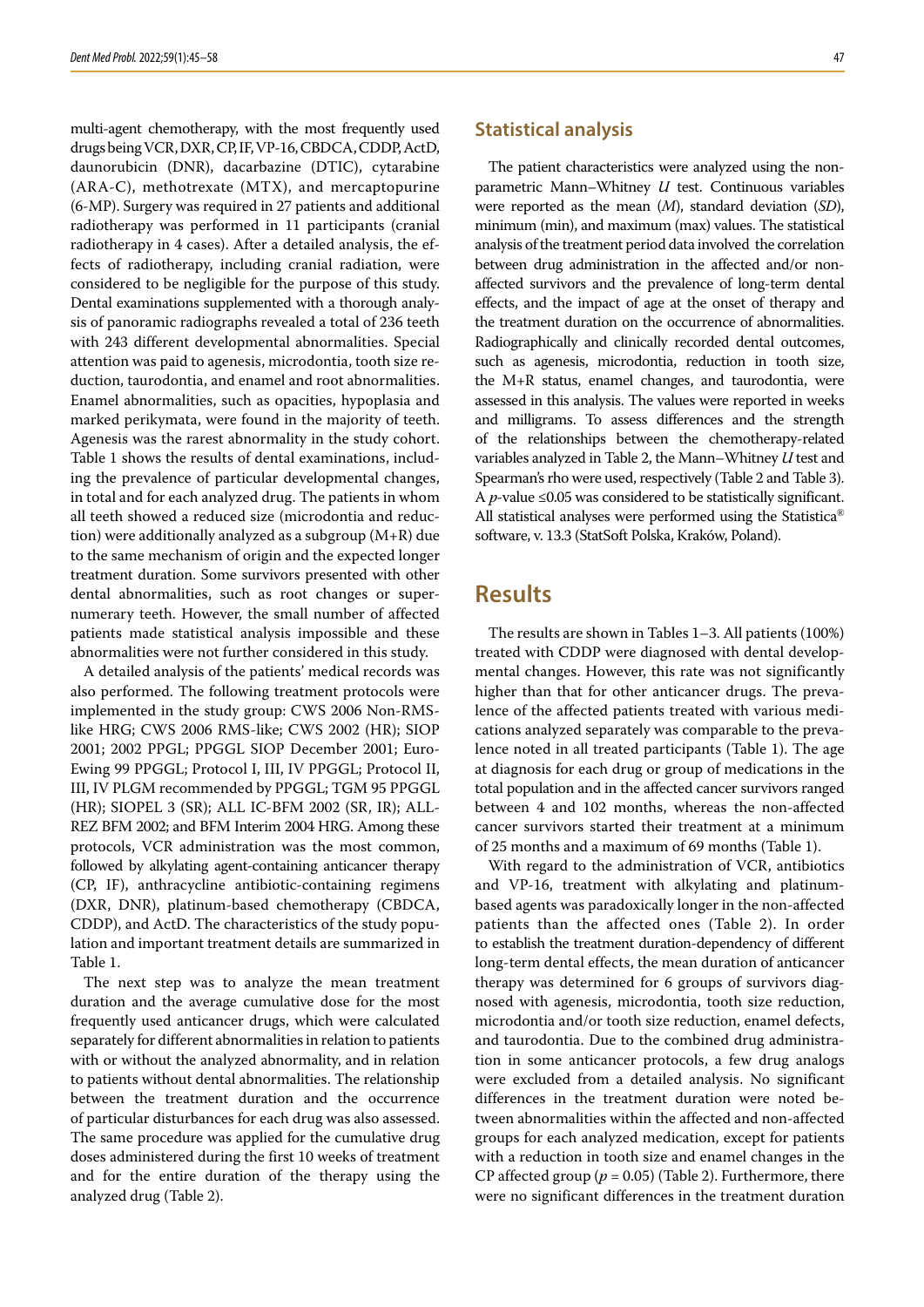multi-agent chemotherapy, with the most frequently used drugs being VCR, DXR, CP, IF, VP-16, CBDCA, CDDP, ActD, daunorubicin (DNR), dacarbazine (DTIC), cytarabine (ARA-C), methotrexate (MTX), and mercaptopurine (6-MP). Surgery was required in 27 patients and additional radiotherapy was performed in 11 participants (cranial radiotherapy in 4 cases). After a detailed analysis, the effects of radiotherapy, including cranial radiation, were considered to be negligible for the purpose of this study. Dental examinations supplemented with a thorough analysis of panoramic radiographs revealed a total of 236 teeth with 243 different developmental abnormalities. Special attention was paid to agenesis, microdontia, tooth size reduction, taurodontia, and enamel and root abnormalities. Enamel abnormalities, such as opacities, hypoplasia and marked perikymata, were found in the majority of teeth. Agenesis was the rarest abnormality in the study cohort. Table 1 shows the results of dental examinations, including the prevalence of particular developmental changes, in total and for each analyzed drug. The patients in whom all teeth showed a reduced size (microdontia and reduction) were additionally analyzed as a subgroup (M+R) due to the same mechanism of origin and the expected longer treatment duration. Some survivors presented with other dental abnormalities, such as root changes or supernumerary teeth. However, the small number of affected patients made statistical analysis impossible and these abnormalities were not further considered in this study.

A detailed analysis of the patients' medical records was also performed. The following treatment protocols were implemented in the study group: CWS 2006 Non-RMS-like HRG; CWS 2006 RMS-like; CWS 2002 (HR); SIOP 2001; 2002 PPGL; PPGGL SIOP December 2001; Euro-Ewing 99 PPGGL; Protocol I, III, IV PPGGL; Protocol II, III, IV PLGM recommended by PPGGL; TGM 95 PPGGL (HR); SIOPEL 3 (SR); ALL IC-BFM 2002 (SR, IR); ALL-REZ BFM 2002; and BFM Interim 2004 HRG. Among these protocols, VCR administration was the most common, followed by alkylating agent-containing anticancer therapy (CP, IF), anthracycline antibiotic-containing regimens (DXR, DNR), platinum-based chemotherapy (CBDCA, CDDP), and ActD. The characteristics of the study population and important treatment details are summarized in Table 1.

The next step was to analyze the mean treatment duration and the average cumulative dose for the most frequently used anticancer drugs, which were calculated separately for different abnormalities in relation to patients with or without the analyzed abnormality, and in relation to patients without dental abnormalities. The relationship between the treatment duration and the occurrence of particular disturbances for each drug was also assessed. The same procedure was applied for the cumulative drug doses administered during the first 10 weeks of treatment and for the entire duration of the therapy using the analyzed drug (Table 2).

## Statistical analysis

The patient characteristics were analyzed using the non-parametric Mann–Whitney *U* test. Continuous variables were reported as the mean (*M*), standard deviation (*SD*), minimum (min), and maximum (max) values. The statistical analysis of the treatment period data involved the correlation between drug administration in the affected and/or non-affected survivors and the prevalence of long-term dental effects, and the impact of age at the onset of therapy and the treatment duration on the occurrence of abnormalities. Radiographically and clinically recorded dental outcomes, such as agenesis, microdontia, reduction in tooth size, the M+R status, enamel changes, and taurodontia, were assessed in this analysis. The values were reported in weeks and milligrams. To assess differences and the strength of the relationships between the chemotherapy-related variables analyzed in Table 2, the Mann–Whitney *U* test and Spearman's rho were used, respectively (Table 2 and Table 3). A *p*-value ≤0.05 was considered to be statistically significant. All statistical analyses were performed using the Statistica® software, v. 13.3 (StatSoft Polska, Kraków, Poland).

# Results

The results are shown in Tables 1–3. All patients (100%) treated with CDDP were diagnosed with dental developmental changes. However, this rate was not significantly higher than that for other anticancer drugs. The prevalence of the affected patients treated with various medications analyzed separately was comparable to the prevalence noted in all treated participants (Table 1). The age at diagnosis for each drug or group of medications in the total population and in the affected cancer survivors ranged between 4 and 102 months, whereas the non-affected cancer survivors started their treatment at a minimum of 25 months and a maximum of 69 months (Table 1).

With regard to the administration of VCR, antibiotics and VP-16, treatment with alkylating and platinum-based agents was paradoxically longer in the non-affected patients than the affected ones (Table 2). In order to establish the treatment duration-dependency of different long-term dental effects, the mean duration of anticancer therapy was determined for 6 groups of survivors diagnosed with agenesis, microdontia, tooth size reduction, microdontia and/or tooth size reduction, enamel defects, and taurodontia. Due to the combined drug administration in some anticancer protocols, a few drug analogs were excluded from a detailed analysis. No significant differences in the treatment duration were noted between abnormalities within the affected and non-affected groups for each analyzed medication, except for patients with a reduction in tooth size and enamel changes in the CP affected group ($p = 0.05$) (Table 2). Furthermore, there were no significant differences in the treatment duration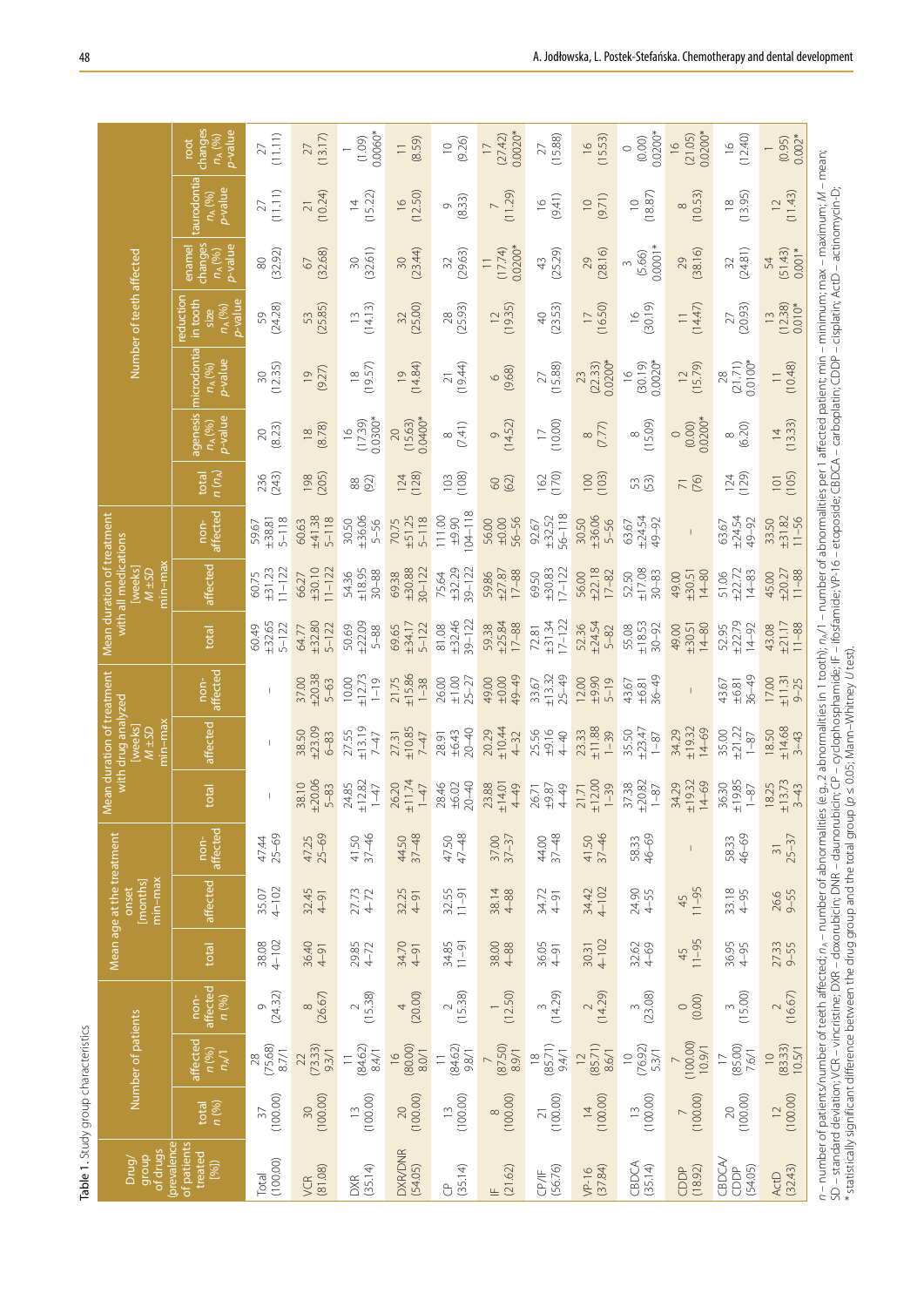**Table 1.** Study group characteristics

| Drug/group of drugs (prevalence of patients treated [%]) | Number of patients | | | Mean age at the treatment onset [months] min–max | | | Mean duration of treatment with drug analyzed [weeks] $M \pm SD$ min–max | | | Mean duration of treatment with all medications [weeks] $M \pm SD$ min–max | | | Number of teeth affected | | | | | | |
|---|---|---|---|---|---|---|---|---|---|---|---|---|---|---|---|---|---|---|---|
| | total n (%) | affected n (%) $n_A/1$ | non-affected n (%) | total | affected | non-affected | total | affected | non-affected | total | affected | non-affected | total $n$ ($n_A$) | agenesis $n_A$ (%) p-value | microdontia $n_A$ (%) p-value | reduction in tooth size $n_A$ (%) p-value | enamel changes $n_A$ (%) p-value | taurodontia $n_A$ (%) p-value | root changes $n_A$ (%) p-value |
| Total (100.00) | 37 (100.00) | 28 (75.68) 8.7/1 | 9 (24.32) | 38.08 4–102 | 35.07 4–102 | 47.44 25–69 | – | – | – | 60.49 ±32.65 5–122 | 60.75 ±31.23 11–122 | 59.67 ±38.81 5–118 | 236 (243) | 20 (8.23) | 30 (12.35) | 59 (24.28) | 80 (32.92) | 27 (11.11) | 27 (11.11) |
| VCR (81.08) | 30 (100.00) | 22 (73.33) 9.3/1 | 8 (26.67) | 36.40 4–91 | 32.45 4–91 | 47.25 25–69 | 38.10 ±20.06 5–83 | 38.50 ±23.09 6–83 | 37.00 ±20.38 5–63 | 64.77 ±32.80 5–122 | 66.27 ±30.10 11–122 | 60.63 ±41.38 5–118 | 198 (205) | 18 (8.78) | 19 (9.27) | 53 (25.85) | 67 (32.68) | 21 (10.24) | 27 (13.17) |
| DXR (35.14) | 13 (100.00) | 11 (84.62) 8.4/1 | 2 (15.38) | 29.85 4–72 | 27.73 4–72 | 41.50 37–46 | 24.85 ±12.82 1–47 | 27.55 ±13.19 7–47 | 10.00 ±12.73 1–19 | 50.69 ±22.09 5–88 | 54.36 ±18.95 30–88 | 30.50 ±36.06 5–56 | 88 (92) | 16 (17.39) 0.0300* | 18 (19.57) | 13 (14.13) | 30 (32.61) | 14 (15.22) | 1 (1.09) 0.0060* |
| DXR/DNR (54.05) | 20 (100.00) | 16 (80.00) 8.0/1 | 4 (20.00) | 34.70 4–91 | 32.25 4–91 | 44.50 37–48 | 26.20 ±11.74 1–47 | 27.31 ±10.85 7–47 | 21.75 ±15.86 1–38 | 69.65 ±34.17 5–122 | 69.38 ±30.88 30–122 | 70.75 ±51.25 5–118 | 124 (128) | 20 (15.63) 0.0400* | 19 (14.84) | 32 (25.00) | 30 (23.44) | 16 (12.50) | 11 (8.59) |
| CP (35.14) | 13 (100.00) | 11 (84.62) 9.8/1 | 2 (15.38) | 34.85 11–91 | 32.55 11–91 | 47.50 47–48 | 28.46 ±6.02 20–40 | 28.91 ±6.43 20–40 | 26.00 ±1.00 25–27 | 81.08 ±32.46 39–122 | 75.64 ±32.29 39–122 | 111.00 ±9.90 104–118 | 103 (108) | 8 (7.41) | 21 (19.44) | 28 (25.93) | 32 (29.63) | 9 (8.33) | 10 (9.26) |
| IF (21.62) | 8 (100.00) | 7 (87.50) 8.9/1 | 1 (12.50) | 38.00 4–88 | 38.14 4–88 | 37.00 37–37 | 23.88 ±14.01 4–49 | 20.29 ±10.44 4–32 | 49.00 ±0.00 49–49 | 59.38 ±25.84 17–88 | 59.86 ±27.87 17–88 | 56.00 ±0.00 56–56 | 60 (62) | 9 (14.52) | 6 (9.68) | 12 (19.35) | 11 (17.74) 0.0200* | 7 (11.29) | 17 (27.42) 0.0020* |
| CP/IF (56.76) | 21 (100.00) | 18 (85.71) 9.4/1 | 3 (14.29) | 36.05 4–91 | 34.72 4–91 | 44.00 37–48 | 26.71 ±9.87 4–49 | 25.56 ±9.16 4–40 | 33.67 ±13.32 25–49 | 72.81 ±31.34 17–122 | 69.50 ±30.83 17–122 | 92.67 ±32.52 56–118 | 162 (170) | 17 (10.00) | 27 (15.88) | 40 (23.53) | 43 (25.29) | 16 (9.41) | 27 (15.88) |
| VP-16 (37.84) | 14 (100.00) | 12 (85.71) 8.6/1 | 2 (14.29) | 30.31 4–102 | 34.42 4–102 | 41.50 37–46 | 21.71 ±12.00 1–39 | 23.33 ±11.88 1–39 | 12.00 ±9.90 5–19 | 52.36 ±24.54 5–82 | 56.00 ±22.18 17–82 | 30.50 ±36.06 5–56 | 100 (103) | 8 (7.77) | 23 (22.33) 0.0200* | 17 (16.50) | 29 (28.16) | 10 (9.71) | 16 (15.53) |
| CBDCA (35.14) | 13 (100.00) | 10 (76.92) 5.3/1 | 3 (23.08) | 32.62 4–69 | 24.90 4–55 | 58.33 46–69 | 37.38 ±20.82 1–87 | 35.50 ±23.47 1–87 | 43.67 ±6.81 36–49 | 55.08 ±18.53 30–92 | 52.50 ±17.08 30–83 | 63.67 ±24.54 49–92 | 53 (53) | 8 (15.09) | 16 (30.19) 0.0020* | 16 (30.19) | 3 (5.66) 0.0001* | 10 (18.87) | 0 (0.00) 0.0200* |
| CDDP (18.92) | 7 (100.00) | 7 (100.00) 10.9/1 | 0 (0.00) | 45 11–95 | 45 11–95 | – | 34.29 ±19.32 14–69 | 34.29 ±19.32 14–69 | – | 49.00 ±30.51 14–80 | 49.00 ±30.51 14–80 | – | 71 (76) | 0 (0.00) 0.0200* | 12 (15.79) | 11 (14.47) | 29 (38.16) | 8 (10.53) | 16 (21.05) 0.0200* |
| CBDCA/CDDP (54.05) | 20 (100.00) | 17 (85.00) 7.6/1 | 3 (15.00) | 36.95 4–95 | 33.18 4–95 | 58.33 46–69 | 36.30 ±19.85 1–87 | 35.00 ±21.22 1–87 | 43.67 ±6.81 36–49 | 52.95 ±22.79 14–92 | 51.06 ±22.72 14–83 | 63.67 ±24.54 49–92 | 124 (129) | 8 (6.20) | 28 (21.71) 0.0100* | 27 (20.93) | 32 (24.81) | 18 (13.95) | 16 (12.40) |
| ActD (32.43) | 12 (100.00) | 10 (83.33) 10.5/1 | 2 (16.67) | 27.33 9–55 | 26.6 9–55 | 31 25–37 | 18.25 ±13.73 3–43 | 18.50 ±14.68 3–43 | 17.00 ±11.31 9–25 | 43.08 ±21.17 11–88 | 45.00 ±20.27 11–88 | 33.50 ±31.82 11–56 | 101 (105) | 14 (13.33) | 11 (10.48) | 13 (12.38) 0.010* | 54 (51.43) 0.001* | 12 (11.43) | 1 (0.95) 0.002* |

$n$ – number of patients/number of teeth affected; $n_A$ – number of abnormalities (e.g., 2 abnormalities in 1 tooth); $n_A/1$ – number of abnormalities per 1 affected patient; min – minimum; max – maximum; $M$ – mean; SD – standard deviation; VCR – vincristine; DXR – doxorubicin; DNR – daunorubicin; CP – cyclophosphamide; IF – ifosfamide; VP-16 – etoposide; CBDCA – carboplatin; CDDP – cisplatin; ActD – actinomycin-D;
\* statistically significant difference between the drug group and the total group ($p \leq 0.05$; Mann–Whitney U test).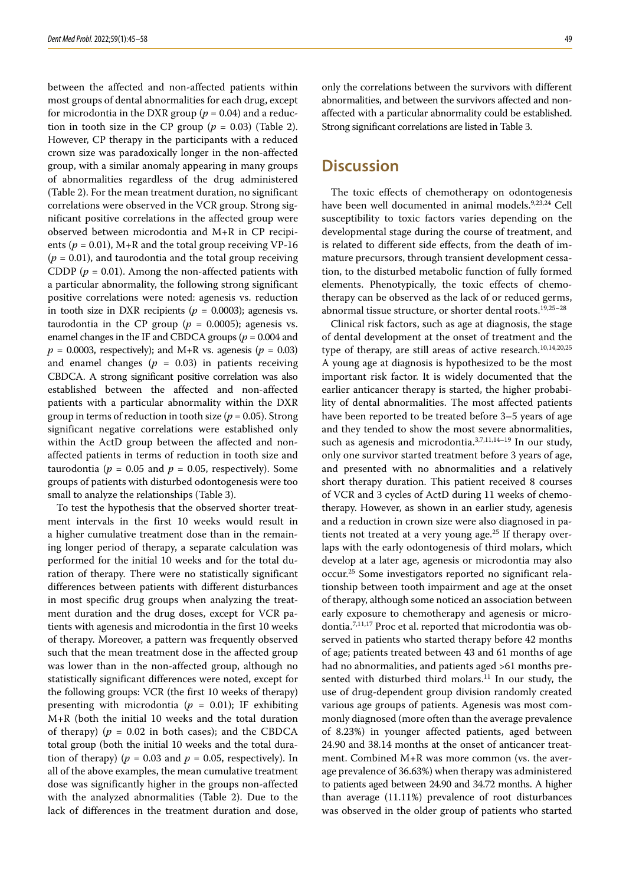between the affected and non-affected patients within most groups of dental abnormalities for each drug, except for microdontia in the DXR group ($p = 0.04$) and a reduction in tooth size in the CP group ($p = 0.03$) (Table 2). However, CP therapy in the participants with a reduced crown size was paradoxically longer in the non-affected group, with a similar anomaly appearing in many groups of abnormalities regardless of the drug administered (Table 2). For the mean treatment duration, no significant correlations were observed in the VCR group. Strong significant positive correlations in the affected group were observed between microdontia and M+R in CP recipients ($p = 0.01$), M+R and the total group receiving VP-16 ($p = 0.01$), and taurodontia and the total group receiving CDDP ($p = 0.01$). Among the non-affected patients with a particular abnormality, the following strong significant positive correlations were noted: agenesis vs. reduction in tooth size in DXR recipients ($p = 0.0003$); agenesis vs. taurodontia in the CP group ($p = 0.0005$); agenesis vs. enamel changes in the IF and CBDCA groups ($p = 0.004$ and $p = 0.0003$, respectively); and M+R vs. agenesis ($p = 0.03$) and enamel changes ($p = 0.03$) in patients receiving CBDCA. A strong significant positive correlation was also established between the affected and non-affected patients with a particular abnormality within the DXR group in terms of reduction in tooth size ($p = 0.05$). Strong significant negative correlations were established only within the ActD group between the affected and non-affected patients in terms of reduction in tooth size and taurodontia ($p = 0.05$ and $p = 0.05$, respectively). Some groups of patients with disturbed odontogenesis were too small to analyze the relationships (Table 3).

To test the hypothesis that the observed shorter treatment intervals in the first 10 weeks would result in a higher cumulative treatment dose than in the remaining longer period of therapy, a separate calculation was performed for the initial 10 weeks and for the total duration of therapy. There were no statistically significant differences between patients with different disturbances in most specific drug groups when analyzing the treatment duration and the drug doses, except for VCR patients with agenesis and microdontia in the first 10 weeks of therapy. Moreover, a pattern was frequently observed such that the mean treatment dose in the affected group was lower than in the non-affected group, although no statistically significant differences were noted, except for the following groups: VCR (the first 10 weeks of therapy) presenting with microdontia ($p = 0.01$); IF exhibiting M+R (both the initial 10 weeks and the total duration of therapy) ($p = 0.02$ in both cases); and the CBDCA total group (both the initial 10 weeks and the total duration of therapy) ($p = 0.03$ and $p = 0.05$, respectively). In all of the above examples, the mean cumulative treatment dose was significantly higher in the groups non-affected with the analyzed abnormalities (Table 2). Due to the lack of differences in the treatment duration and dose, only the correlations between the survivors with different abnormalities, and between the survivors affected and non-affected with a particular abnormality could be established. Strong significant correlations are listed in Table 3.

## Discussion

The toxic effects of chemotherapy on odontogenesis have been well documented in animal models.[9,23,24] Cell susceptibility to toxic factors varies depending on the developmental stage during the course of treatment, and is related to different side effects, from the death of immature precursors, through transient development cessation, to the disturbed metabolic function of fully formed elements. Phenotypically, the toxic effects of chemotherapy can be observed as the lack of or reduced germs, abnormal tissue structure, or shorter dental roots.[19,25–28]

Clinical risk factors, such as age at diagnosis, the stage of dental development at the onset of treatment and the type of therapy, are still areas of active research.[10,14,20,25] A young age at diagnosis is hypothesized to be the most important risk factor. It is widely documented that the earlier anticancer therapy is started, the higher probability of dental abnormalities. The most affected patients have been reported to be treated before 3–5 years of age and they tended to show the most severe abnormalities, such as agenesis and microdontia.[3,7,11,14–19] In our study, only one survivor started treatment before 3 years of age, and presented with no abnormalities and a relatively short therapy duration. This patient received 8 courses of VCR and 3 cycles of ActD during 11 weeks of chemotherapy. However, as shown in an earlier study, agenesis and a reduction in crown size were also diagnosed in patients not treated at a very young age.[25] If therapy overlaps with the early odontogenesis of third molars, which develop at a later age, agenesis or microdontia may also occur.[25] Some investigators reported no significant relationship between tooth impairment and age at the onset of therapy, although some noticed an association between early exposure to chemotherapy and agenesis or microdontia.[7,11,17] Proc et al. reported that microdontia was observed in patients who started therapy before 42 months of age; patients treated between 43 and 61 months of age had no abnormalities, and patients aged >61 months presented with disturbed third molars.[11] In our study, the use of drug-dependent group division randomly created various age groups of patients. Agenesis was most commonly diagnosed (more often than the average prevalence of 8.23%) in younger affected patients, aged between 24.90 and 38.14 months at the onset of anticancer treatment. Combined M+R was more common (vs. the average prevalence of 36.63%) when therapy was administered to patients aged between 24.90 and 34.72 months. A higher than average (11.11%) prevalence of root disturbances was observed in the older group of patients who started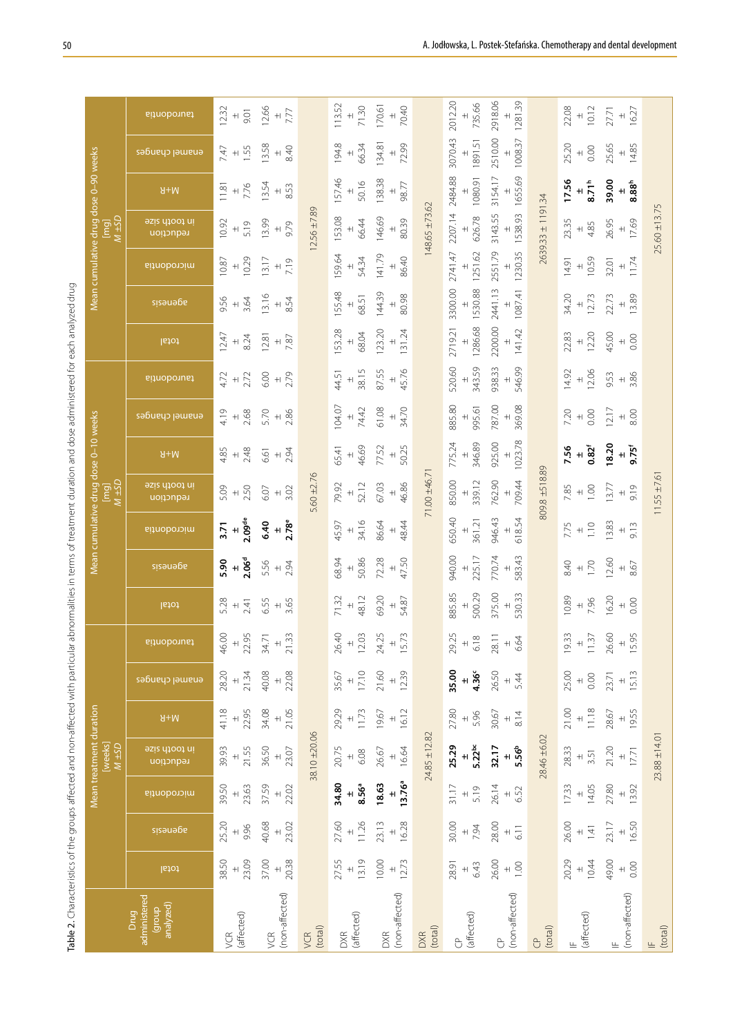**Table 2.** Characteristics of the groups affected and non-affected with particular abnormalities in terms of treatment duration and dose administered for each analyzed drug

| Drug administered (group analyzed) | Mean treatment duration [weeks] *M ±SD* | | | | | | | Mean cumulative drug dose 0–10 weeks [mg] *M ±SD* | | | | | | | Mean cumulative drug dose 0–90 weeks [mg] *M ±SD* | | | | | | |
|---|---|---|---|---|---|---|---|---|---|---|---|---|---|---|---|---|---|---|---|---|---|
| | total | agenesis | microdontia | reduction in tooth size | M+R | enamel changes | taurodontia | total | agenesis | microdontia | reduction in tooth size | M+R | enamel changes | taurodontia | total | agenesis | microdontia | reduction in tooth size | M+R | enamel changes | taurodontia |
| VCR (affected) | 38.50 ± 23.09 | 25.20 ± 9.96 | 39.50 ± 23.63 | 39.93 ± 21.55 | 41.18 ± 22.95 | 28.20 ± 21.34 | 46.00 ± 22.95 | 5.28 ± 2.41 | **5.90 ± 2.06$^{d}$** | **3.71 ± 2.09$^{de}$** | 5.09 ± 2.50 | 4.85 ± 2.48 | 4.19 ± 2.68 | 4.72 ± 2.72 | 12.47 ± 8.24 | 9.56 ± 3.64 | 10.87 ± 10.29 | 10.92 ± 5.19 | 11.81 ± 7.76 | 7.47 ± 1.55 | 12.32 ± 9.01 |
| VCR (non-affected) | 37.00 ± 20.38 | 40.68 ± 23.02 | 37.59 ± 22.02 | 36.50 ± 23.07 | 34.08 ± 21.05 | 40.08 ± 22.08 | 34.71 ± 21.33 | 6.55 ± 3.65 | 5.56 ± 2.94 | **6.40 ± 2.78$^{e}$** | 6.07 ± 3.02 | 6.61 ± 2.94 | 5.70 ± 2.86 | 6.00 ± 2.79 | 12.81 ± 7.87 | 13.16 ± 8.54 | 13.17 ± 7.19 | 13.99 ± 9.79 | 13.54 ± 8.53 | 13.58 ± 8.40 | 12.66 ± 7.77 |
| VCR (total) | 38.10 ±20.06 | | | | | | | 5.60 ±2.76 | | | | | | | 12.56 ±7.89 | | | | | | |
| DXR (affected) | 27.55 ± 13.19 | 27.60 ± 11.26 | **34.80 ± 8.56$^{a}$** | 20.75 ± 6.08 | 29.29 ± 11.73 | 35.67 ± 17.10 | 26.40 ± 12.03 | 71.32 ± 48.12 | 68.94 ± 50.86 | 45.97 ± 34.16 | 79.92 ± 52.12 | 65.41 ± 46.69 | 104.07 ± 74.42 | 44.51 ± 38.15 | 153.28 ± 68.04 | 155.48 ± 68.51 | 159.64 ± 54.34 | 153.08 ± 66.44 | 157.46 ± 50.16 | 194.8 ± 66.34 | 113.52 ± 71.30 |
| DXR (non-affected) | 10.00 ± 12.73 | 23.13 ± 16.28 | **18.63 ± 13.76$^{a}$** | 26.67 ± 16.64 | 19.67 ± 16.12 | 21.60 ± 12.39 | 24.25 ± 15.73 | 69.20 ± 54.87 | 72.28 ± 47.50 | 86.64 ± 48.44 | 67.03 ± 46.86 | 77.52 ± 50.25 | 61.08 ± 34.70 | 87.55 ± 45.76 | 123.20 ± 131.24 | 144.39 ± 80.98 | 141.79 ± 86.40 | 146.69 ± 80.39 | 138.38 ± 98.77 | 134.81 ± 72.99 | 170.61 ± 70.40 |
| DXR (total) | 24.85 ±12.82 | | | | | | | 71.00 ±46.71 | | | | | | | 148.65 ±73.62 | | | | | | |
| CP (affected) | 28.91 ± 6.43 | 30.00 ± 7.94 | 31.17 ± 5.19 | **25.29 ± 5.22$^{bc}$** | 27.80 ± 5.96 | **35.00 ± 4.36$^{c}$** | 29.25 ± 6.18 | 885.85 ± 500.29 | 940.00 ± 225.17 | 650.40 ± 361.21 | 850.00 ± 339.12 | 775.24 ± 346.89 | 885.80 ± 995.61 | 520.60 ± 343.59 | 2719.21 ± 1286.68 | 3300.00 ± 1530.88 | 2741.47 ± 1251.62 | 2207.14 ± 626.78 | 2484.88 ± 1080.91 | 3070.43 ± 1891.51 | 2012.20 ± 735.66 |
| CP (non-affected) | 26.00 ± 1.00 | 28.00 ± 6.11 | 26.14 ± 6.52 | **32.17 ± 5.56$^{b}$** | 30.67 ± 8.14 | 26.50 ± 5.44 | 28.11 ± 6.64 | 375.00 ± 530.33 | 770.74 ± 583.43 | 946.43 ± 618.54 | 762.90 ± 709.44 | 925.00 ± 1023.78 | 787.00 ± 369.08 | 938.33 ± 546.99 | 2200.00 ± 141.42 | 2441.13 ± 1087.41 | 2551.79 ± 1230.35 | 3143.55 ± 1538.93 | 3154.17 ± 1655.69 | 2510.00 ± 1008.37 | 2918.06 ± 1281.39 |
| CP (total) | 28.46 ±6.02 | | | | | | | 809.8 ±518.89 | | | | | | | 2639.33 ± 1191.34 | | | | | | |
| IF (affected) | 20.29 ± 10.44 | 26.00 ± 1.41 | 17.33 ± 14.05 | 28.33 ± 3.51 | 21.00 ± 11.18 | 25.00 ± 0.00 | 19.33 ± 11.37 | 10.89 ± 7.96 | 8.40 ± 1.70 | 7.75 ± 1.10 | 7.85 ± 1.00 | **7.56 ± 0.82$^{f}$** | 7.20 ± 0.00 | 14.92 ± 12.06 | 22.83 ± 12.20 | 34.20 ± 12.73 | 14.91 ± 10.59 | 23.35 ± 4.85 | **17.56 ± 8.71$^{h}$** | 25.20 ± 0.00 | 22.08 ± 10.12 |
| IF (non-affected) | 49.00 ± 0.00 | 23.17 ± 16.50 | 27.80 ± 13.92 | 21.20 ± 17.71 | 28.67 ± 19.55 | 23.71 ± 15.13 | 26.60 ± 15.95 | 16.20 ± 0.00 | 12.60 ± 8.67 | 13.83 ± 9.13 | 13.77 ± 9.19 | **18.20 ± 9.75$^{f}$** | 12.17 ± 8.00 | 9.53 ± 3.86 | 45.00 ± 0.00 | 22.73 ± 13.89 | 32.01 ± 11.74 | 26.95 ± 17.69 | **39.00 ± 8.88$^{h}$** | 25.65 ± 14.85 | 27.71 ± 16.27 |
| IF (total) | 23.88 ±14.01 | | | | | | | 11.55 ±7.61 | | | | | | | 25.60 ±13.75 | | | | | | |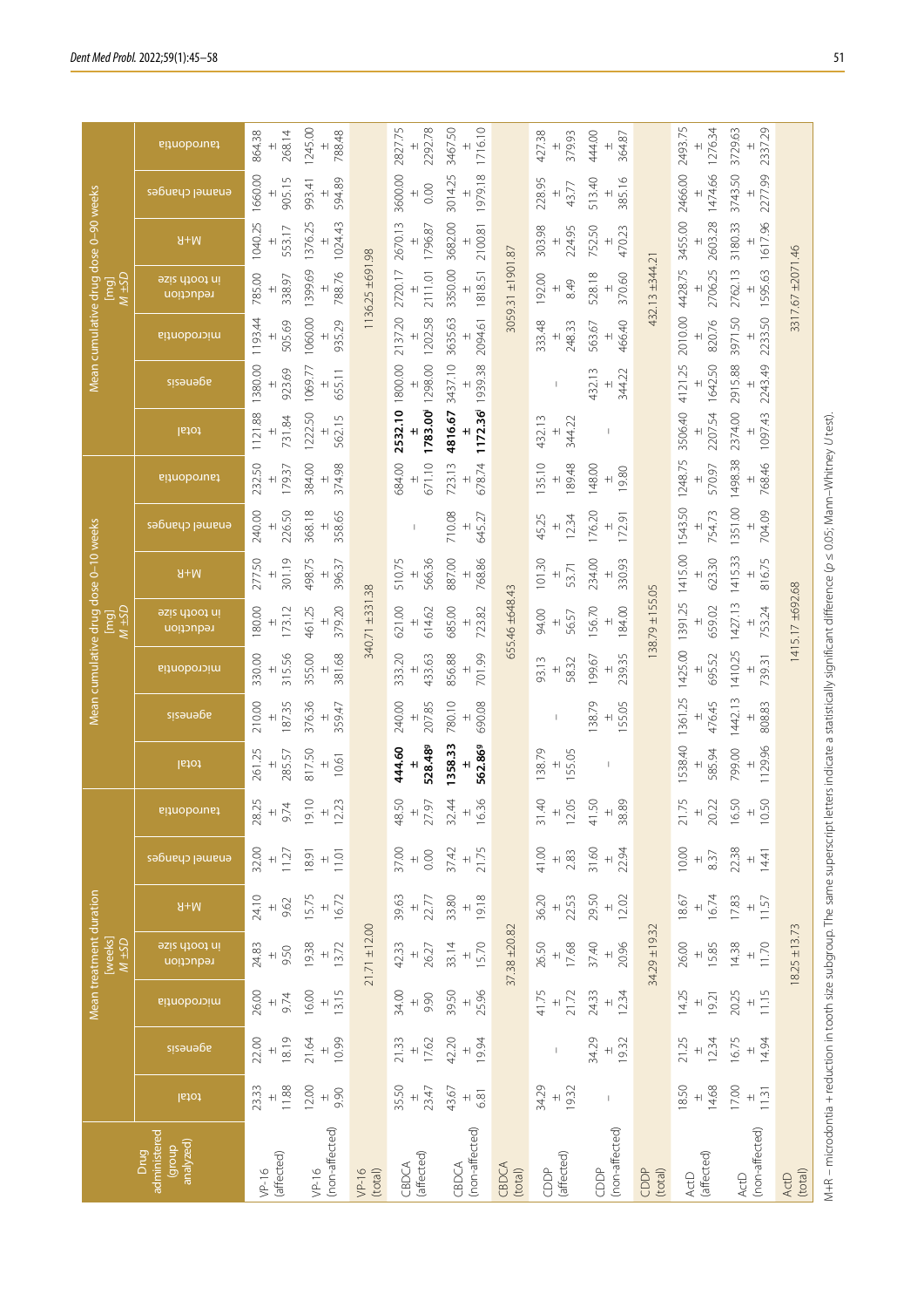| Drug administered (group analyzed) | Mean treatment duration [weeks] M ±SD | | | | | | | Mean cumulative drug dose 0–10 weeks [mg] M ±SD | | | | | | | Mean cumulative drug dose 0–90 weeks [mg] M ±SD | | | | | | |
|---|---|---|---|---|---|---|---|---|---|---|---|---|---|---|---|---|---|---|---|---|---|
| | total | agenesis | microdontia | reduction in tooth size | M+R | enamel changes | taurodontia | total | agenesis | microdontia | reduction in tooth size | M+R | enamel changes | taurodontia | total | agenesis | microdontia | reduction in tooth size | M+R | enamel changes | taurodontia |
| VP-16 (affected) | 23.33 ±11.88 | 22.00 ±18.19 | 26.00 ±9.74 | 24.83 ±9.50 | 24.10 ±9.62 | 32.00 ±11.27 | 28.25 ±9.74 | 261.25 ±285.57 | 210.00 ±187.35 | 330.00 ±315.56 | 180.00 ±173.12 | 277.50 ±301.19 | 240.00 ±226.50 | 232.50 ±179.37 | 1121.88 ±731.84 | 1380.00 ±923.69 | 1193.44 ±505.69 | 785.00 ±338.97 | 1040.25 ±553.17 | 1660.00 ±905.15 | 864.38 ±268.14 |
| VP-16 (non-affected) | 12.00 ±9.90 | 21.64 ±10.99 | 16.00 ±13.15 | 19.38 ±13.72 | 15.75 ±16.72 | 18.91 ±11.01 | 19.10 ±12.23 | 817.50 ±10.61 | 376.36 ±359.47 | 355.00 ±381.68 | 461.25 ±379.20 | 498.75 ±396.37 | 368.18 ±358.65 | 384.00 ±374.98 | 1222.50 ±562.15 | 1069.77 ±655.11 | 1060.00 ±935.29 | 1399.69 ±788.76 | 1376.25 ±1024.43 | 993.41 ±594.89 | 1245.00 ±788.48 |
| VP-16 (total) | 21.71 ±12.00 | | | | | | | 340.71 ±331.38 | | | | | | | 1136.25 ±691.98 | | | | | | |
| CBDCA (affected) | 35.50 ±23.47 | 21.33 ±17.62 | 34.00 ±9.90 | 42.33 ±26.27 | 39.63 ±22.77 | 37.00 ±0.00 | 48.50 ±27.97 | **444.60 ±528.48**[g] | 240.00 ±207.85 | 333.20 ±433.63 | 621.00 ±614.62 | 510.75 ±566.36 | – | 684.00 ±671.10 | **2532.10 ±1783.00**[f] | 1800.00 ±1298.00 | 2137.20 ±1202.58 | 2720.17 ±2111.01 | 2670.13 ±1796.87 | 3600.00 ±0.00 | 2827.75 ±2292.78 |
| CBDCA (non-affected) | 43.67 ±6.81 | 42.20 ±19.94 | 39.50 ±25.96 | 33.14 ±15.70 | 33.80 ±19.18 | 37.42 ±21.75 | 32.44 ±16.36 | **1358.33 ±562.86**[g] | 780.10 ±690.08 | 856.88 ±701.99 | 685.00 ±723.82 | 887.00 ±768.86 | 710.08 ±645.27 | 723.13 ±678.74 | **4816.67 ±1172.36**[f] | 3437.10 ±1939.38 | 3635.63 ±2094.61 | 3350.00 ±1818.51 | 3682.00 ±2100.81 | 3014.25 ±1979.18 | 3467.50 ±1716.10 |
| CBDCA (total) | 37.38 ±20.82 | | | | | | | 655.46 ±648.43 | | | | | | | 3059.31 ±1901.87 | | | | | | |
| CDDP (affected) | 34.29 ±19.32 | – | 41.75 ±21.72 | 26.50 ±17.68 | 36.20 ±22.53 | 41.00 ±2.83 | 31.40 ±12.05 | 138.79 ±155.05 | – | 93.13 ±58.32 | 94.00 ±56.57 | 101.30 ±53.71 | 45.25 ±12.34 | 135.10 ±189.48 | 432.13 ±344.22 | – | 333.48 ±248.33 | 192.00 ±8.49 | 303.98 ±224.95 | 228.95 ±43.77 | 427.38 ±379.93 |
| CDDP (non-affected) | – | 34.29 ±19.32 | 24.33 ±12.34 | 37.40 ±20.96 | 29.50 ±12.02 | 31.60 ±22.94 | 41.50 ±38.89 | – | 138.79 ±155.05 | 199.67 ±239.35 | 156.70 ±184.00 | 234.00 ±330.93 | 176.20 ±172.91 | 148.00 ±19.80 | – | 432.13 ±344.22 | 563.67 ±466.40 | 528.18 ±370.60 | 752.50 ±470.23 | 513.40 ±385.16 | 444.00 ±364.87 |
| CDDP (total) | 34.29 ±19.32 | | | | | | | 138.79 ±155.05 | | | | | | | 432.13 ±344.21 | | | | | | |
| ActD (affected) | 18.50 ±14.68 | 21.25 ±12.34 | 14.25 ±19.21 | 26.00 ±15.85 | 18.67 ±16.74 | 10.00 ±8.37 | 21.75 ±20.22 | 1538.40 ±585.94 | 1361.25 ±476.45 | 1425.00 ±695.52 | 1391.25 ±659.02 | 1415.00 ±623.30 | 1543.50 ±754.73 | 1248.75 ±570.97 | 3506.40 ±2207.54 | 4121.25 ±1642.50 | 2010.00 ±820.76 | 4428.75 ±2706.25 | 3455.00 ±2603.28 | 2466.00 ±1474.66 | 2493.75 ±1276.34 |
| ActD (non-affected) | 17.00 ±11.31 | 16.75 ±14.94 | 20.25 ±11.15 | 14.38 ±11.70 | 17.83 ±11.57 | 22.38 ±14.41 | 16.50 ±10.50 | 799.00 ±1129.96 | 1442.13 ±808.83 | 1410.25 ±739.31 | 1427.13 ±753.24 | 1415.33 ±816.75 | 1351.00 ±704.09 | 1498.38 ±768.46 | 2374.00 ±1097.43 | 2915.88 ±2243.49 | 3971.50 ±2233.50 | 2762.13 ±1595.63 | 3180.33 ±1617.96 | 3743.50 ±2277.99 | 3729.63 ±2337.29 |
| ActD (total) | 18.25 ±13.73 | | | | | | | 1415.17 ±692.68 | | | | | | | 3317.67 ±2071.46 | | | | | | |

M+R – microdontia + reduction in tooth size subgroup. The same superscript letters indicate a statistically significant difference ($p \leq 0.05$; Mann–Whitney U test).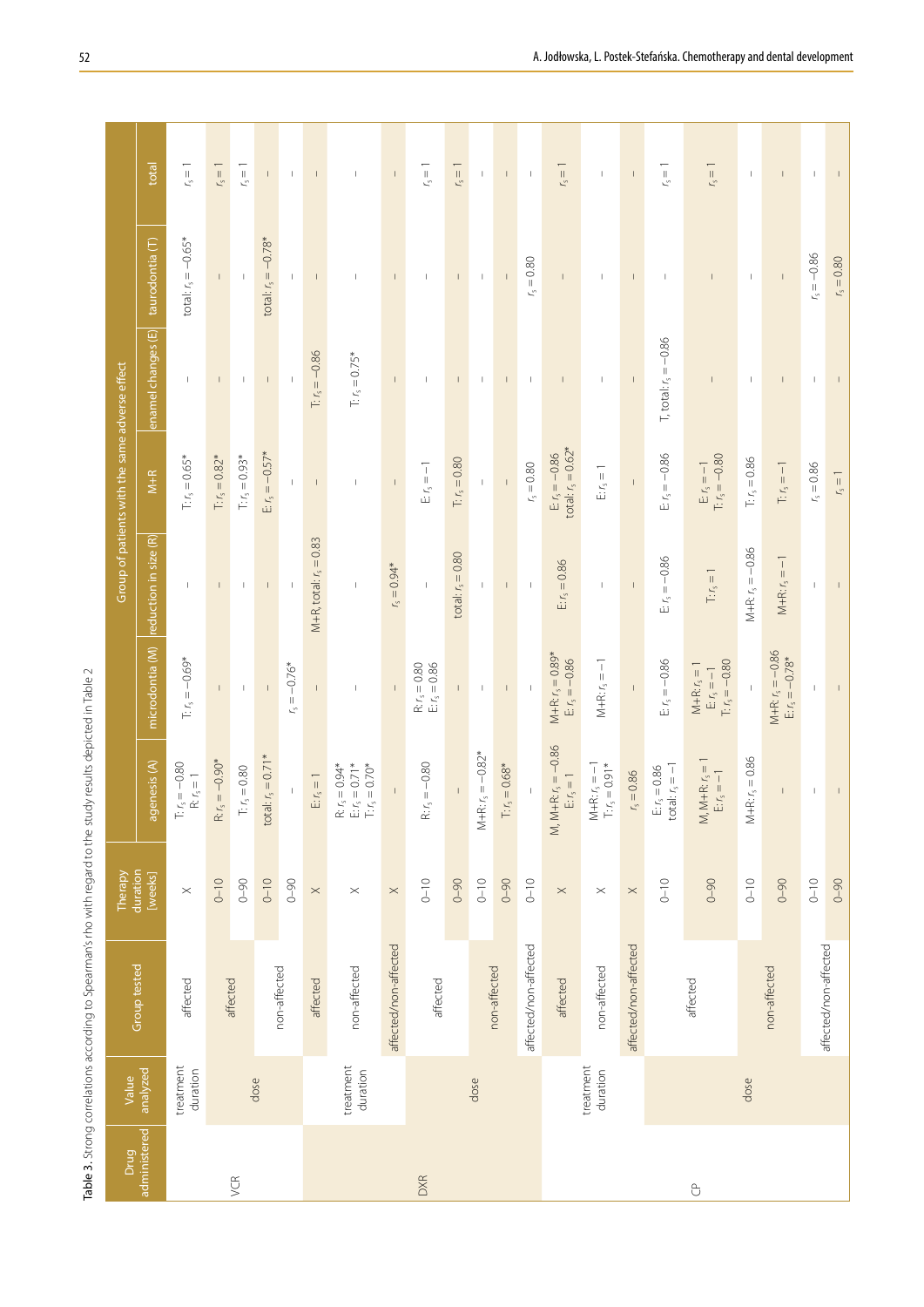**Table 3.** Strong correlations according to Spearman's rho with regard to the study results depicted in Table 2

| Drug administered | Value analyzed | Group tested | Therapy duration [weeks] | Group of patients with the same adverse effect | | | | | | |
|---|---|---|---|---|---|---|---|---|---|---|
| | | | | agenesis (A) | microdontia (M) | reduction in size (R) | M+R | enamel changes (E) | taurodontia (T) | total |
| VCR | treatment duration | affected | X | T: $r_s = -0.80$<br>R: $r_s = 1$ | T: $r_s = -0.69$* | – | T: $r_s = 0.65$* | – | total: $r_s = -0.65$* | $r_s = 1$ |
| | dose | affected | 0–10 | R: $r_s = -0.90$* | – | – | T: $r_s = 0.82$* | – | – | $r_s = 1$ |
| | | | 0–90 | T: $r_s = 0.80$ | – | – | T: $r_s = 0.93$* | – | – | $r_s = 1$ |
| | | non-affected | 0–10 | total: $r_s = 0.71$* | – | – | E: $r_s = -0.57$* | – | total: $r_s = -0.78$* | – |
| | | | 0–90 | – | $r_s = -0.76$* | – | – | – | – | – |
| DXR | treatment duration | affected | X | E: $r_s = 1$ | – | M+R, total: $r_s = 0.83$ | – | T: $r_s = -0.86$ | – | – |
| | | non-affected | X | R: $r_s = 0.94$*<br>E: $r_s = 0.71$*<br>T: $r_s = 0.70$* | – | – | – | T: $r_s = 0.75$* | – | – |
| | | affected/non-affected | X | – | – | $r_s = 0.94$* | – | – | – | – |
| | dose | affected | 0–10 | R: $r_s = -0.80$ | R: $r_s = 0.80$<br>E: $r_s = 0.86$ | – | E: $r_s = -1$ | – | – | $r_s = 1$ |
| | | | 0–90 | – | – | total: $r_s = 0.80$ | T: $r_s = 0.80$ | – | – | $r_s = 1$ |
| | | non-affected | 0–10 | M+R: $r_s = -0.82$* | – | – | – | – | – | – |
| | | | 0–90 | T: $r_s = 0.68$* | – | – | – | – | – | – |
| | | affected/non-affected | 0–10 | – | – | – | $r_s = 0.80$ | – | $r_s = 0.80$ | – |
| CP | treatment duration | affected | X | M, M+R: $r_s = -0.86$<br>E: $r_s = 1$ | M+R: $r_s = 0.89$*<br>E: $r_s = -0.86$ | E: $r_s = 0.86$ | E: $r_s = -0.86$<br>total: $r_s = 0.62$* | – | – | $r_s = 1$ |
| | | non-affected | X | M+R: $r_s = -1$<br>T: $r_s = 0.91$* | M+R: $r_s = -1$ | – | E: $r_s = 1$ | – | – | – |
| | | affected/non-affected | X | $r_s = 0.86$ | – | – | – | – | – | – |
| | dose | affected | 0–10 | E: $r_s = 0.86$<br>total: $r_s = -1$ | E: $r_s = -0.86$ | E: $r_s = -0.86$ | E: $r_s = -0.86$ | T, total: $r_s = -0.86$ | – | $r_s = 1$ |
| | | | 0–90 | M, M+R: $r_s = 1$<br>E: $r_s = -1$ | M+R: $r_s = 1$<br>E: $r_s = -1$<br>T: $r_s = -0.80$ | T: $r_s = 1$ | E: $r_s = -1$<br>T: $r_s = -0.80$ | – | – | $r_s = 1$ |
| | | non-affected | 0–10 | M+R: $r_s = 0.86$ | – | M+R: $r_s = -0.86$ | T: $r_s = 0.86$ | – | – | – |
| | | | 0–90 | – | M+R: $r_s = -0.86$<br>E: $r_s = -0.78$* | M+R: $r_s = -1$ | T: $r_s = -1$ | – | – | – |
| | | affected/non-affected | 0–10 | – | – | – | $r_s = 0.86$ | – | $r_s = -0.86$ | – |
| | | | 0–90 | – | – | – | $r_s = 1$ | – | $r_s = 0.80$ | – |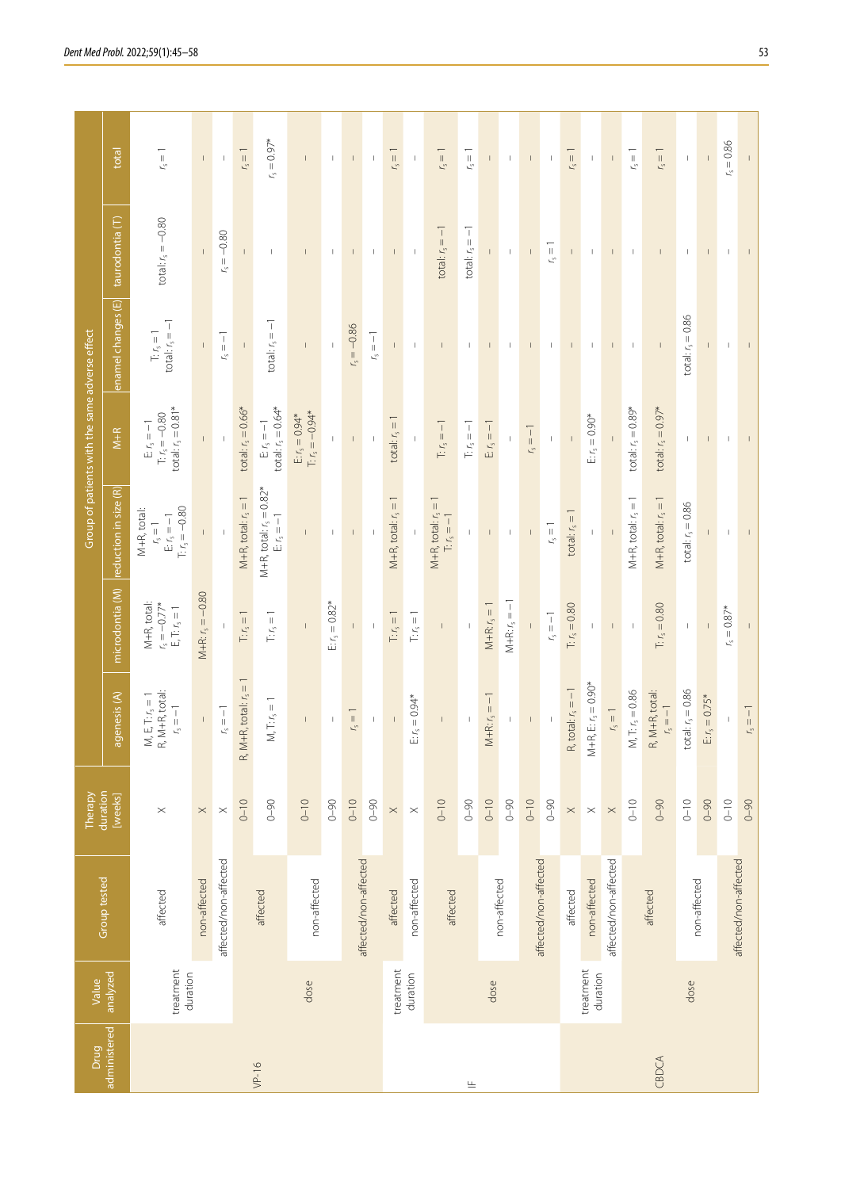| Drug administered | Value analyzed | Group tested | Therapy duration [weeks] | Group of patients with the same adverse effect | | | | | | |
|---|---|---|---|---|---|---|---|---|---|---|
| | | | | agenesis (A) | microdontia (M) | reduction in size (R) | M+R | enamel changes (E) | taurodontia (T) | total |
| VP-16 | treatment duration | affected | × | M, E, T: $r_s = 1$; R, M+R, total: $r_s = -1$ | M+R, total: $r_s = -0.77$*; E, T: $r_s = 1$ | M+R, total: $r_s = 1$; E: $r_s = -1$; T: $r_s = -0.80$ | E: $r_s = -1$; T: $r_s = -0.80$; total: $r_s = 0.81$* | T: $r_s = 1$; total: $r_s = -1$ | total: $r_s = -0.80$ | $r_s = 1$ |
| | | non-affected | × | – | M+R: $r_s = -0.80$ | – | – | – | – | – |
| | | affected/non-affected | × | $r_s = -1$ | – | – | – | $r_s = -1$ | $r_s = -0.80$ | – |
| | dose | affected | 0–10 | R, M+R, total: $r_s = 1$ | T: $r_s = 1$ | M+R, total: $r_s = 1$ | total: $r_s = 0.66$* | – | – | $r_s = 1$ |
| | | | 0–90 | M, T: $r_s = 1$ | T: $r_s = 1$ | M+R, total: $r_s = 0.82$*; E: $r_s = -1$ | E: $r_s = -1$; total: $r_s = 0.64$* | total: $r_s = -1$ | – | $r_s = 0.97$* |
| | | non-affected | 0–10 | – | – | – | E: $r_s = 0.94$*; T: $r_s = -0.94$* | – | – | – |
| | | | 0–90 | – | E: $r_s = 0.82$* | – | – | – | – | – |
| | | affected/non-affected | 0–10 | $r_s = 1$ | – | – | – | $r_s = -0.86$ | – | – |
| | | | 0–90 | – | – | – | – | $r_s = -1$ | – | – |
| IF | treatment duration | affected | × | – | T: $r_s = 1$ | M+R, total: $r_s = 1$ | total: $r_s = 1$ | – | – | $r_s = 1$ |
| | | non-affected | × | E: $r_s = 0.94$* | T: $r_s = 1$ | – | – | – | – | – |
| | dose | affected | 0–10 | – | – | M+R, total: $r_s = 1$; T: $r_s = -1$ | T: $r_s = -1$ | – | total: $r_s = -1$ | $r_s = 1$ |
| | | | 0–90 | – | – | – | T: $r_s = -1$ | – | total: $r_s = -1$ | $r_s = 1$ |
| | | non-affected | 0–10 | M+R: $r_s = -1$ | M+R: $r_s = 1$ | – | E: $r_s = -1$ | – | – | – |
| | | | 0–90 | – | M+R: $r_s = -1$ | – | – | – | – | – |
| | | affected/non-affected | 0–10 | – | – | – | $r_s = -1$ | – | – | – |
| | | | 0–90 | – | $r_s = -1$ | $r_s = -1$ | – | – | $r_s = 1$ | – |
| CBDCA | treatment duration | affected | × | R, total: $r_s = -1$ | T: $r_s = 0.80$ | total: $r_s = 1$ | – | – | – | $r_s = 1$ |
| | | non-affected | × | M+R, E: $r_s = 0.90$* | – | – | E: $r_s = 0.90$* | – | – | – |
| | | affected/non-affected | × | $r_s = 1$ | – | – | – | – | – | – |
| | dose | affected | 0–10 | M, T: $r_s = 0.86$ | – | M+R, total: $r_s = 1$ | total: $r_s = 0.89$* | – | – | $r_s = 1$ |
| | | | 0–90 | R, M+R, total: $r_s = -1$ | T: $r_s = 0.80$ | M+R, total: $r_s = 1$ | total: $r_s = 0.97$* | – | – | $r_s = 1$ |
| | | non-affected | 0–10 | total: $r_s = 0.86$ | – | total: $r_s = 0.86$ | – | total: $r_s = 0.86$ | – | – |
| | | | 0–90 | E: $r_s = 0.75$* | – | – | – | – | – | – |
| | | affected/non-affected | 0–10 | – | $r_s = 0.87$* | – | – | – | – | $r_s = 0.86$ |
| | | | 0–90 | $r_s = -1$ | – | – | – | – | – | – |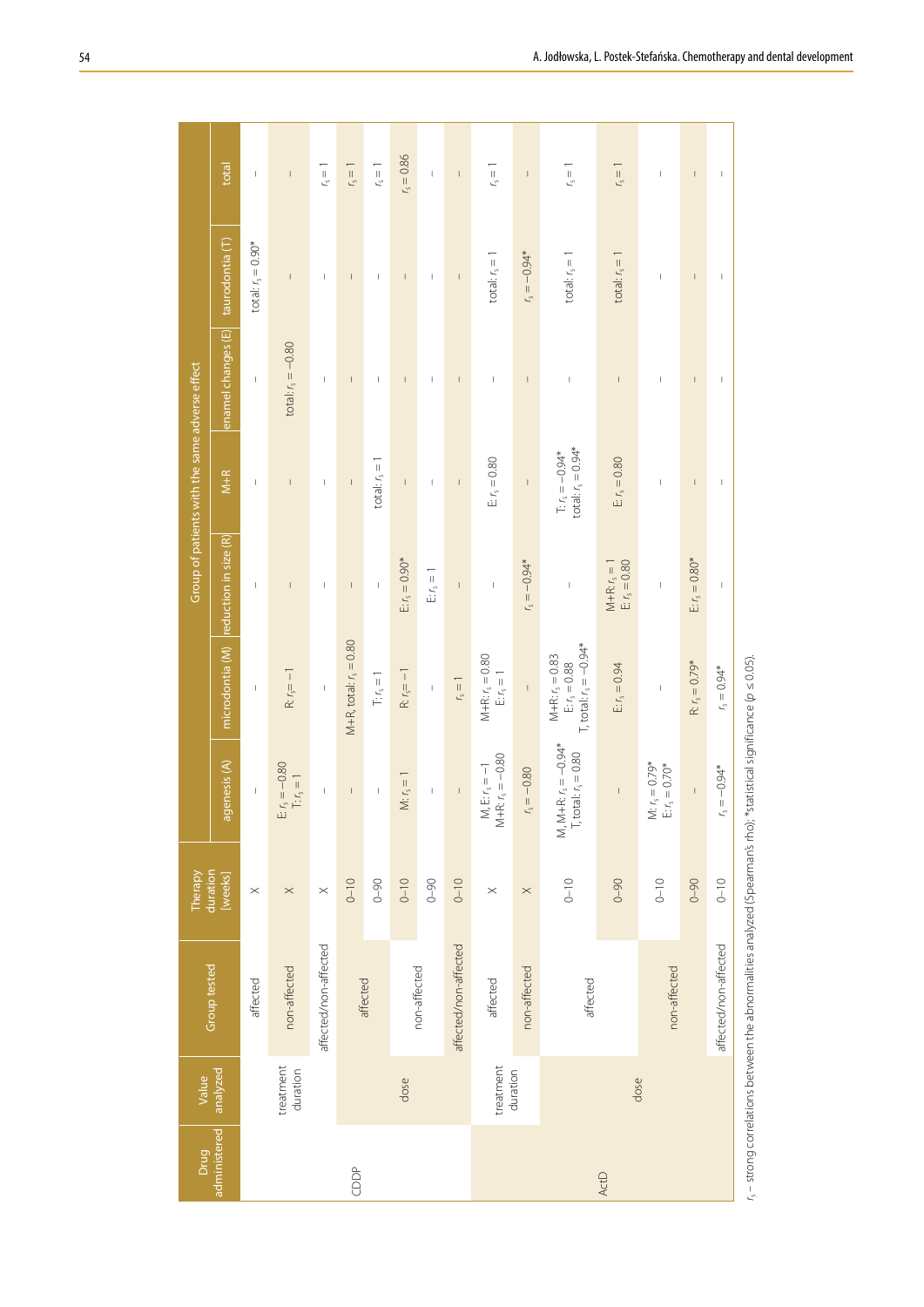| Drug administered | Value analyzed | Group tested | Therapy duration [weeks] | Group of patients with the same adverse effect | | | | | | |
|---|---|---|---|---|---|---|---|---|---|---|
| | | | | agenesis (A) | microdontia (M) | reduction in size (R) | M+R | enamel changes (E) | taurodontia (T) | total |
| CDDP | treatment duration | affected | × | – | – | – | – | – | total: $r_s = 0.90$* | – |
| | | non-affected | × | E: $r_s = -0.80$; T: $r_s = 1$ | R: $r_s = -1$ | – | – | total: $r_s = -0.80$ | – | – |
| | | affected/non-affected | × | – | – | – | – | – | – | $r_s = 1$ |
| | dose | affected | 0–10 | – | M+R, total: $r_s = 0.80$ | – | – | – | – | $r_s = 1$ |
| | | | 0–90 | – | T: $r_s = 1$ | – | total: $r_s = 1$ | – | – | $r_s = 1$ |
| | | non-affected | 0–10 | M: $r_s = 1$ | R: $r_s = -1$ | E: $r_s = 0.90$* | – | – | – | $r_s = 0.86$ |
| | | | 0–90 | – | – | E: $r_s = 1$ | – | – | – | – |
| | | affected/non-affected | 0–10 | – | $r_s = 1$ | – | – | – | – | – |
| ActD | treatment duration | affected | × | M, E: $r_s = -1$; M+R: $r_s = -0.80$ | M+R: $r_s = 0.80$; E: $r_s = 1$ | – | E: $r_s = 0.80$ | – | total: $r_s = 1$ | $r_s = 1$ |
| | | non-affected | × | $r_s = -0.80$ | – | $r_s = -0.94$* | – | – | $r_s = -0.94$* | – |
| | dose | affected | 0–10 | M, M+R: $r_s = -0.94$*; T, total: $r_s = 0.80$ | M+R: $r_s = 0.83$; E: $r_s = 0.88$; T, total: $r_s = -0.94$* | – | T: $r_s = -0.94$*; total: $r_s = 0.94$* | – | total: $r_s = 1$ | $r_s = 1$ |
| | | | 0–90 | – | E: $r_s = 0.94$ | M+R: $r_s = 1$; E: $r_s = 0.80$ | E: $r_s = 0.80$ | – | total: $r_s = 1$ | $r_s = 1$ |
| | | non-affected | 0–10 | M: $r_s = 0.79$*; E: $r_s = 0.70$* | – | – | – | – | – | – |
| | | | 0–90 | – | R: $r_s = 0.79$* | E: $r_s = 0.80$* | – | – | – | – |
| | | affected/non-affected | 0–10 | $r_s = -0.94$* | $r_s = 0.94$* | – | – | – | – | – |

$r_s$ – strong correlations between the abnormalities analyzed (Spearman's rho); *statistical significance ($p \leq 0.05$).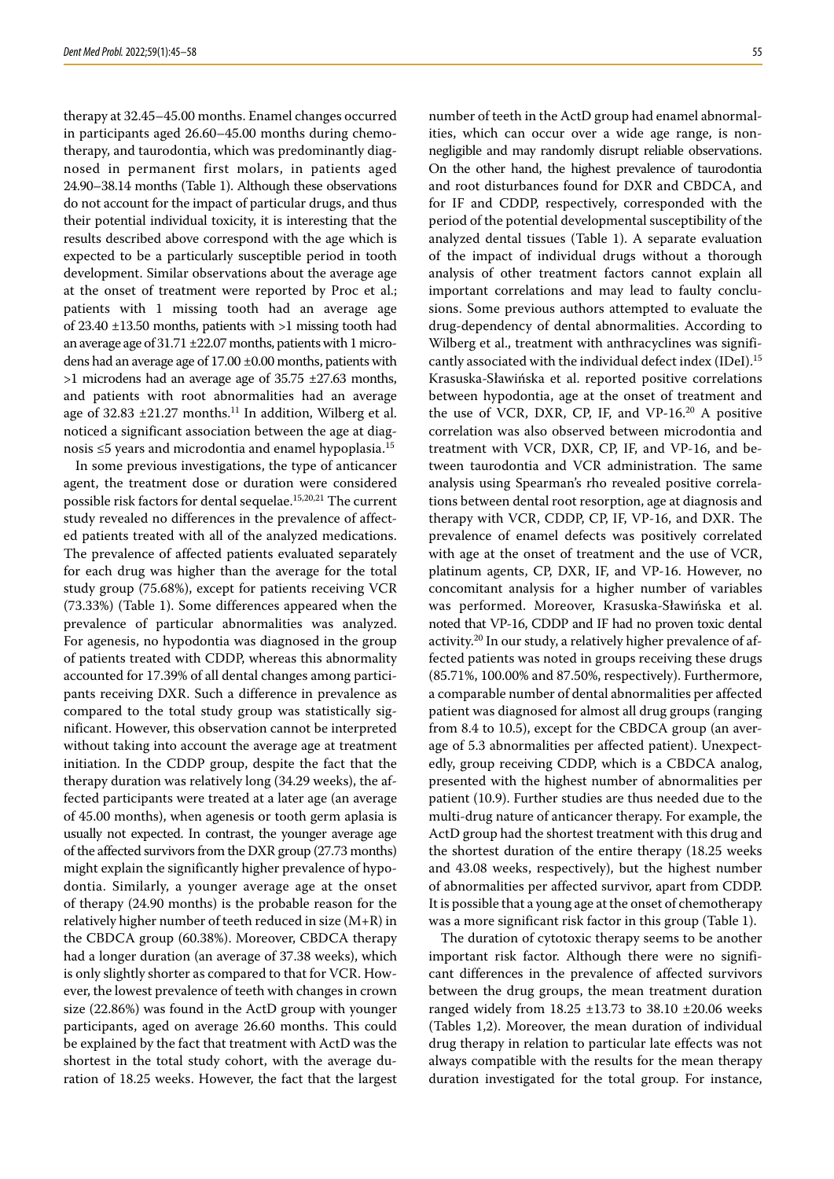therapy at 32.45–45.00 months. Enamel changes occurred in participants aged 26.60–45.00 months during chemotherapy, and taurodontia, which was predominantly diagnosed in permanent first molars, in patients aged 24.90–38.14 months (Table 1). Although these observations do not account for the impact of particular drugs, and thus their potential individual toxicity, it is interesting that the results described above correspond with the age which is expected to be a particularly susceptible period in tooth development. Similar observations about the average age at the onset of treatment were reported by Proc et al.; patients with 1 missing tooth had an average age of 23.40 ±13.50 months, patients with >1 missing tooth had an average age of 31.71 ±22.07 months, patients with 1 microdens had an average age of 17.00 ±0.00 months, patients with >1 microdens had an average age of 35.75 ±27.63 months, and patients with root abnormalities had an average age of 32.83 ±21.27 months.[11] In addition, Wilberg et al. noticed a significant association between the age at diagnosis ≤5 years and microdontia and enamel hypoplasia.[15]

In some previous investigations, the type of anticancer agent, the treatment dose or duration were considered possible risk factors for dental sequelae.[15,20,21] The current study revealed no differences in the prevalence of affected patients treated with all of the analyzed medications. The prevalence of affected patients evaluated separately for each drug was higher than the average for the total study group (75.68%), except for patients receiving VCR (73.33%) (Table 1). Some differences appeared when the prevalence of particular abnormalities was analyzed. For agenesis, no hypodontia was diagnosed in the group of patients treated with CDDP, whereas this abnormality accounted for 17.39% of all dental changes among participants receiving DXR. Such a difference in prevalence as compared to the total study group was statistically significant. However, this observation cannot be interpreted without taking into account the average age at treatment initiation. In the CDDP group, despite the fact that the therapy duration was relatively long (34.29 weeks), the affected participants were treated at a later age (an average of 45.00 months), when agenesis or tooth germ aplasia is usually not expected. In contrast, the younger average age of the affected survivors from the DXR group (27.73 months) might explain the significantly higher prevalence of hypodontia. Similarly, a younger average age at the onset of therapy (24.90 months) is the probable reason for the relatively higher number of teeth reduced in size (M+R) in the CBDCA group (60.38%). Moreover, CBDCA therapy had a longer duration (an average of 37.38 weeks), which is only slightly shorter as compared to that for VCR. However, the lowest prevalence of teeth with changes in crown size (22.86%) was found in the ActD group with younger participants, aged on average 26.60 months. This could be explained by the fact that treatment with ActD was the shortest in the total study cohort, with the average duration of 18.25 weeks. However, the fact that the largest number of teeth in the ActD group had enamel abnormalities, which can occur over a wide age range, is non-negligible and may randomly disrupt reliable observations. On the other hand, the highest prevalence of taurodontia and root disturbances found for DXR and CBDCA, and for IF and CDDP, respectively, corresponded with the period of the potential developmental susceptibility of the analyzed dental tissues (Table 1). A separate evaluation of the impact of individual drugs without a thorough analysis of other treatment factors cannot explain all important correlations and may lead to faulty conclusions. Some previous authors attempted to evaluate the drug-dependency of dental abnormalities. According to Wilberg et al., treatment with anthracyclines was significantly associated with the individual defect index (IDeI).[15] Krasuska-Sławińska et al. reported positive correlations between hypodontia, age at the onset of treatment and the use of VCR, DXR, CP, IF, and VP-16.[20] A positive correlation was also observed between microdontia and treatment with VCR, DXR, CP, IF, and VP-16, and between taurodontia and VCR administration. The same analysis using Spearman's rho revealed positive correlations between dental root resorption, age at diagnosis and therapy with VCR, CDDP, CP, IF, VP-16, and DXR. The prevalence of enamel defects was positively correlated with age at the onset of treatment and the use of VCR, platinum agents, CP, DXR, IF, and VP-16. However, no concomitant analysis for a higher number of variables was performed. Moreover, Krasuska-Sławińska et al. noted that VP-16, CDDP and IF had no proven toxic dental activity.[20] In our study, a relatively higher prevalence of affected patients was noted in groups receiving these drugs (85.71%, 100.00% and 87.50%, respectively). Furthermore, a comparable number of dental abnormalities per affected patient was diagnosed for almost all drug groups (ranging from 8.4 to 10.5), except for the CBDCA group (an average of 5.3 abnormalities per affected patient). Unexpectedly, group receiving CDDP, which is a CBDCA analog, presented with the highest number of abnormalities per patient (10.9). Further studies are thus needed due to the multi-drug nature of anticancer therapy. For example, the ActD group had the shortest treatment with this drug and the shortest duration of the entire therapy (18.25 weeks and 43.08 weeks, respectively), but the highest number of abnormalities per affected survivor, apart from CDDP. It is possible that a young age at the onset of chemotherapy was a more significant risk factor in this group (Table 1).

The duration of cytotoxic therapy seems to be another important risk factor. Although there were no significant differences in the prevalence of affected survivors between the drug groups, the mean treatment duration ranged widely from 18.25 ±13.73 to 38.10 ±20.06 weeks (Tables 1,2). Moreover, the mean duration of individual drug therapy in relation to particular late effects was not always compatible with the results for the mean therapy duration investigated for the total group. For instance,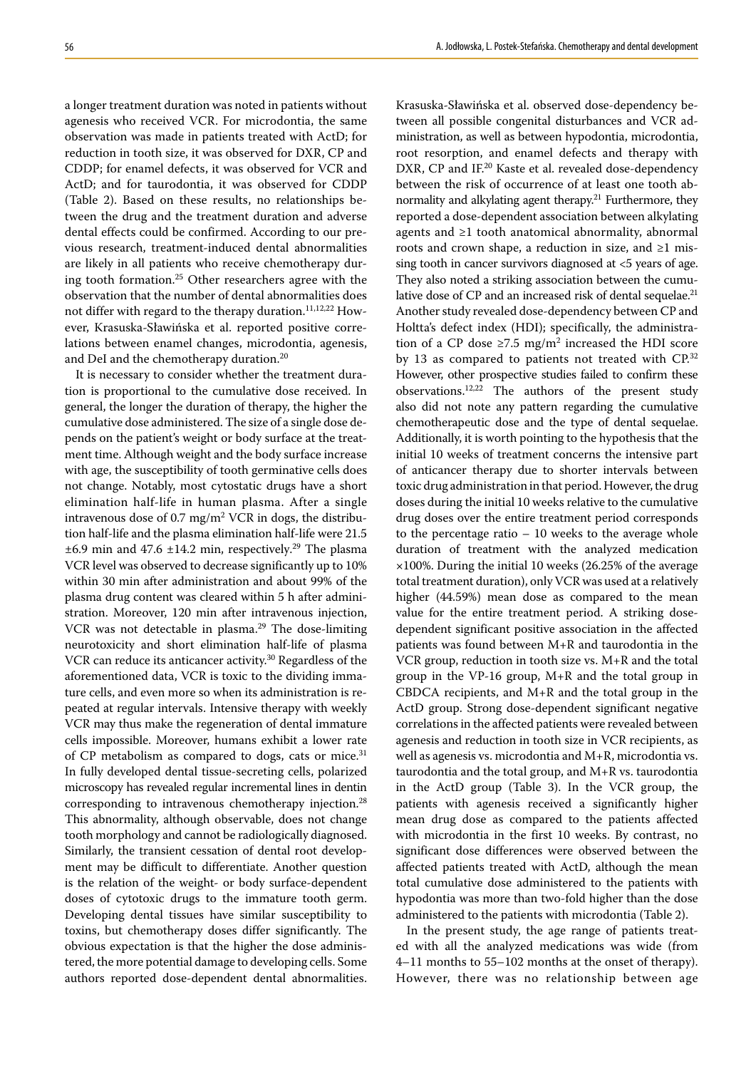a longer treatment duration was noted in patients without agenesis who received VCR. For microdontia, the same observation was made in patients treated with ActD; for reduction in tooth size, it was observed for DXR, CP and CDDP; for enamel defects, it was observed for VCR and ActD; and for taurodontia, it was observed for CDDP (Table 2). Based on these results, no relationships between the drug and the treatment duration and adverse dental effects could be confirmed. According to our previous research, treatment-induced dental abnormalities are likely in all patients who receive chemotherapy during tooth formation.[25] Other researchers agree with the observation that the number of dental abnormalities does not differ with regard to the therapy duration.[11,12,22] However, Krasuska-Sławińska et al. reported positive correlations between enamel changes, microdontia, agenesis, and DeI and the chemotherapy duration.[20]

It is necessary to consider whether the treatment duration is proportional to the cumulative dose received. In general, the longer the duration of therapy, the higher the cumulative dose administered. The size of a single dose depends on the patient's weight or body surface at the treatment time. Although weight and the body surface increase with age, the susceptibility of tooth germinative cells does not change. Notably, most cytostatic drugs have a short elimination half-life in human plasma. After a single intravenous dose of 0.7 mg/m$^2$ VCR in dogs, the distribution half-life and the plasma elimination half-life were 21.5 ±6.9 min and 47.6 ±14.2 min, respectively.[29] The plasma VCR level was observed to decrease significantly up to 10% within 30 min after administration and about 99% of the plasma drug content was cleared within 5 h after administration. Moreover, 120 min after intravenous injection, VCR was not detectable in plasma.[29] The dose-limiting neurotoxicity and short elimination half-life of plasma VCR can reduce its anticancer activity.[30] Regardless of the aforementioned data, VCR is toxic to the dividing immature cells, and even more so when its administration is repeated at regular intervals. Intensive therapy with weekly VCR may thus make the regeneration of dental immature cells impossible. Moreover, humans exhibit a lower rate of CP metabolism as compared to dogs, cats or mice.[31] In fully developed dental tissue-secreting cells, polarized microscopy has revealed regular incremental lines in dentin corresponding to intravenous chemotherapy injection.[28] This abnormality, although observable, does not change tooth morphology and cannot be radiologically diagnosed. Similarly, the transient cessation of dental root development may be difficult to differentiate. Another question is the relation of the weight- or body surface-dependent doses of cytotoxic drugs to the immature tooth germ. Developing dental tissues have similar susceptibility to toxins, but chemotherapy doses differ significantly. The obvious expectation is that the higher the dose administered, the more potential damage to developing cells. Some authors reported dose-dependent dental abnormalities. Krasuska-Sławińska et al. observed dose-dependency between all possible congenital disturbances and VCR administration, as well as between hypodontia, microdontia, root resorption, and enamel defects and therapy with DXR, CP and IF.[20] Kaste et al. revealed dose-dependency between the risk of occurrence of at least one tooth abnormality and alkylating agent therapy.[21] Furthermore, they reported a dose-dependent association between alkylating agents and ≥1 tooth anatomical abnormality, abnormal roots and crown shape, a reduction in size, and ≥1 missing tooth in cancer survivors diagnosed at <5 years of age. They also noted a striking association between the cumulative dose of CP and an increased risk of dental sequelae.[21] Another study revealed dose-dependency between CP and Holtta's defect index (HDI); specifically, the administration of a CP dose ≥7.5 mg/m$^2$ increased the HDI score by 13 as compared to patients not treated with CP.[32] However, other prospective studies failed to confirm these observations.[12,22] The authors of the present study also did not note any pattern regarding the cumulative chemotherapeutic dose and the type of dental sequelae. Additionally, it is worth pointing to the hypothesis that the initial 10 weeks of treatment concerns the intensive part of anticancer therapy due to shorter intervals between toxic drug administration in that period. However, the drug doses during the initial 10 weeks relative to the cumulative drug doses over the entire treatment period corresponds to the percentage ratio – 10 weeks to the average whole duration of treatment with the analyzed medication ×100%. During the initial 10 weeks (26.25% of the average total treatment duration), only VCR was used at a relatively higher (44.59%) mean dose as compared to the mean value for the entire treatment period. A striking dose-dependent significant positive association in the affected patients was found between M+R and taurodontia in the VCR group, reduction in tooth size vs. M+R and the total group in the VP-16 group, M+R and the total group in CBDCA recipients, and M+R and the total group in the ActD group. Strong dose-dependent significant negative correlations in the affected patients were revealed between agenesis and reduction in tooth size in VCR recipients, as well as agenesis vs. microdontia and M+R, microdontia vs. taurodontia and the total group, and M+R vs. taurodontia in the ActD group (Table 3). In the VCR group, the patients with agenesis received a significantly higher mean drug dose as compared to the patients affected with microdontia in the first 10 weeks. By contrast, no significant dose differences were observed between the affected patients treated with ActD, although the mean total cumulative dose administered to the patients with hypodontia was more than two-fold higher than the dose administered to the patients with microdontia (Table 2).

In the present study, the age range of patients treated with all the analyzed medications was wide (from 4–11 months to 55–102 months at the onset of therapy). However, there was no relationship between age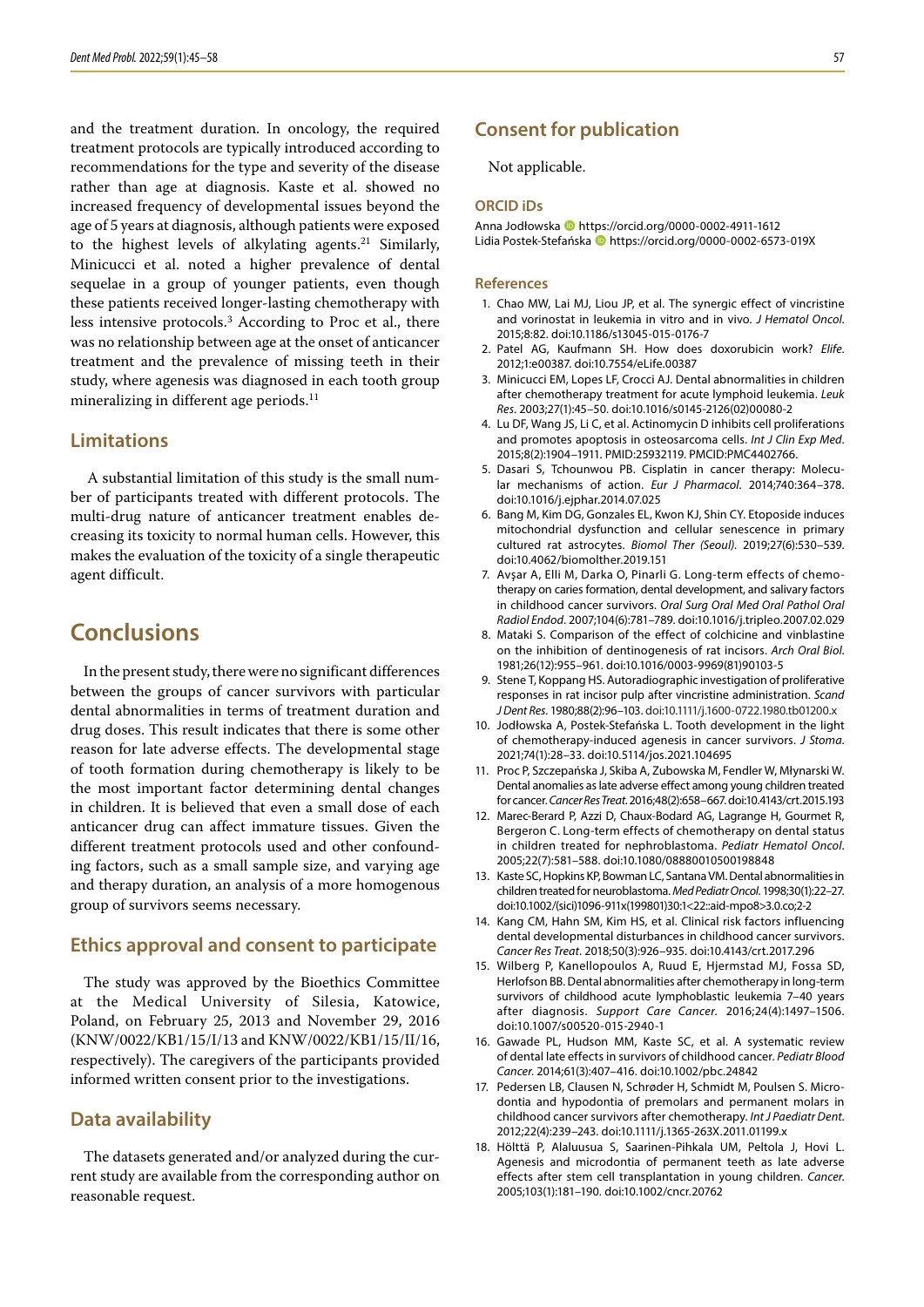and the treatment duration. In oncology, the required treatment protocols are typically introduced according to recommendations for the type and severity of the disease rather than age at diagnosis. Kaste et al. showed no increased frequency of developmental issues beyond the age of 5 years at diagnosis, although patients were exposed to the highest levels of alkylating agents.[21] Similarly, Minicucci et al. noted a higher prevalence of dental sequelae in a group of younger patients, even though these patients received longer-lasting chemotherapy with less intensive protocols.[3] According to Proc et al., there was no relationship between age at the onset of anticancer treatment and the prevalence of missing teeth in their study, where agenesis was diagnosed in each tooth group mineralizing in different age periods.[11]

## Limitations

A substantial limitation of this study is the small number of participants treated with different protocols. The multi-drug nature of anticancer treatment enables decreasing its toxicity to normal human cells. However, this makes the evaluation of the toxicity of a single therapeutic agent difficult.

# Conclusions

In the present study, there were no significant differences between the groups of cancer survivors with particular dental abnormalities in terms of treatment duration and drug doses. This result indicates that there is some other reason for late adverse effects. The developmental stage of tooth formation during chemotherapy is likely to be the most important factor determining dental changes in children. It is believed that even a small dose of each anticancer drug can affect immature tissues. Given the different treatment protocols used and other confounding factors, such as a small sample size, and varying age and therapy duration, an analysis of a more homogenous group of survivors seems necessary.

## Ethics approval and consent to participate

The study was approved by the Bioethics Committee at the Medical University of Silesia, Katowice, Poland, on February 25, 2013 and November 29, 2016 (KNW/0022/KB1/15/I/13 and KNW/0022/KB1/15/II/16, respectively). The caregivers of the participants provided informed written consent prior to the investigations.

## Data availability

The datasets generated and/or analyzed during the current study are available from the corresponding author on reasonable request.

## Consent for publication

Not applicable.

### ORCID iDs

Anna Jodłowska https://orcid.org/0000-0002-4911-1612
Lidia Postek-Stefańska https://orcid.org/0000-0002-6573-019X

## References

1. Chao MW, Lai MJ, Liou JP, et al. The synergic effect of vincristine and vorinostat in leukemia in vitro and in vivo. *J Hematol Oncol.* 2015;8:82. doi:10.1186/s13045-015-0176-7
2. Patel AG, Kaufmann SH. How does doxorubicin work? *Elife.* 2012;1:e00387. doi:10.7554/eLife.00387
3. Minicucci EM, Lopes LF, Crocci AJ. Dental abnormalities in children after chemotherapy treatment for acute lymphoid leukemia. *Leuk Res.* 2003;27(1):45–50. doi:10.1016/s0145-2126(02)00080-2
4. Lu DF, Wang JS, Li C, et al. Actinomycin D inhibits cell proliferations and promotes apoptosis in osteosarcoma cells. *Int J Clin Exp Med.* 2015;8(2):1904–1911. PMID:25932119. PMCID:PMC4402766.
5. Dasari S, Tchounwou PB. Cisplatin in cancer therapy: Molecular mechanisms of action. *Eur J Pharmacol.* 2014;740:364–378. doi:10.1016/j.ejphar.2014.07.025
6. Bang M, Kim DG, Gonzales EL, Kwon KJ, Shin CY. Etoposide induces mitochondrial dysfunction and cellular senescence in primary cultured rat astrocytes. *Biomol Ther (Seoul).* 2019;27(6):530–539. doi:10.4062/biomolther.2019.151
7. Avşar A, Elli M, Darka O, Pinarli G. Long-term effects of chemotherapy on caries formation, dental development, and salivary factors in childhood cancer survivors. *Oral Surg Oral Med Oral Pathol Oral Radiol Endod.* 2007;104(6):781–789. doi:10.1016/j.tripleo.2007.02.029
8. Mataki S. Comparison of the effect of colchicine and vinblastine on the inhibition of dentinogenesis of rat incisors. *Arch Oral Biol.* 1981;26(12):955–961. doi:10.1016/0003-9969(81)90103-5
9. Stene T, Koppang HS. Autoradiographic investigation of proliferative responses in rat incisor pulp after vincristine administration. *Scand J Dent Res.* 1980;88(2):96–103. doi:10.1111/j.1600-0722.1980.tb01200.x
10. Jodłowska A, Postek-Stefańska L. Tooth development in the light of chemotherapy-induced agenesis in cancer survivors. *J Stoma.* 2021;74(1):28–33. doi:10.5114/jos.2021.104695
11. Proc P, Szczepańska J, Skiba A, Zubowska M, Fendler W, Młynarski W. Dental anomalies as late adverse effect among young children treated for cancer. *Cancer Res Treat.* 2016;48(2):658–667. doi:10.4143/crt.2015.193
12. Marec-Berard P, Azzi D, Chaux-Bodard AG, Lagrange H, Gourmet R, Bergeron C. Long-term effects of chemotherapy on dental status in children treated for nephroblastoma. *Pediatr Hematol Oncol.* 2005;22(7):581–588. doi:10.1080/08880010500198848
13. Kaste SC, Hopkins KP, Bowman LC, Santana VM. Dental abnormalities in children treated for neuroblastoma. *Med Pediatr Oncol.* 1998;30(1):22–27. doi:10.1002/(sici)1096-911x(199801)30:1<22::aid-mpo8>3.0.co;2-2
14. Kang CM, Hahn SM, Kim HS, et al. Clinical risk factors influencing dental developmental disturbances in childhood cancer survivors. *Cancer Res Treat.* 2018;50(3):926–935. doi:10.4143/crt.2017.296
15. Wilberg P, Kanellopoulos A, Ruud E, Hjermstad MJ, Fossa SD, Herlofson BB. Dental abnormalities after chemotherapy in long-term survivors of childhood acute lymphoblastic leukemia 7–40 years after diagnosis. *Support Care Cancer.* 2016;24(4):1497–1506. doi:10.1007/s00520-015-2940-1
16. Gawade PL, Hudson MM, Kaste SC, et al. A systematic review of dental late effects in survivors of childhood cancer. *Pediatr Blood Cancer.* 2014;61(3):407–416. doi:10.1002/pbc.24842
17. Pedersen LB, Clausen N, Schrøder H, Schmidt M, Poulsen S. Microdontia and hypodontia of premolars and permanent molars in childhood cancer survivors after chemotherapy. *Int J Paediatr Dent.* 2012;22(4):239–243. doi:10.1111/j.1365-263X.2011.01199.x
18. Hölttä P, Alaluusua S, Saarinen-Pihkala UM, Peltola J, Hovi L. Agenesis and microdontia of permanent teeth as late adverse effects after stem cell transplantation in young children. *Cancer.* 2005;103(1):181–190. doi:10.1002/cncr.20762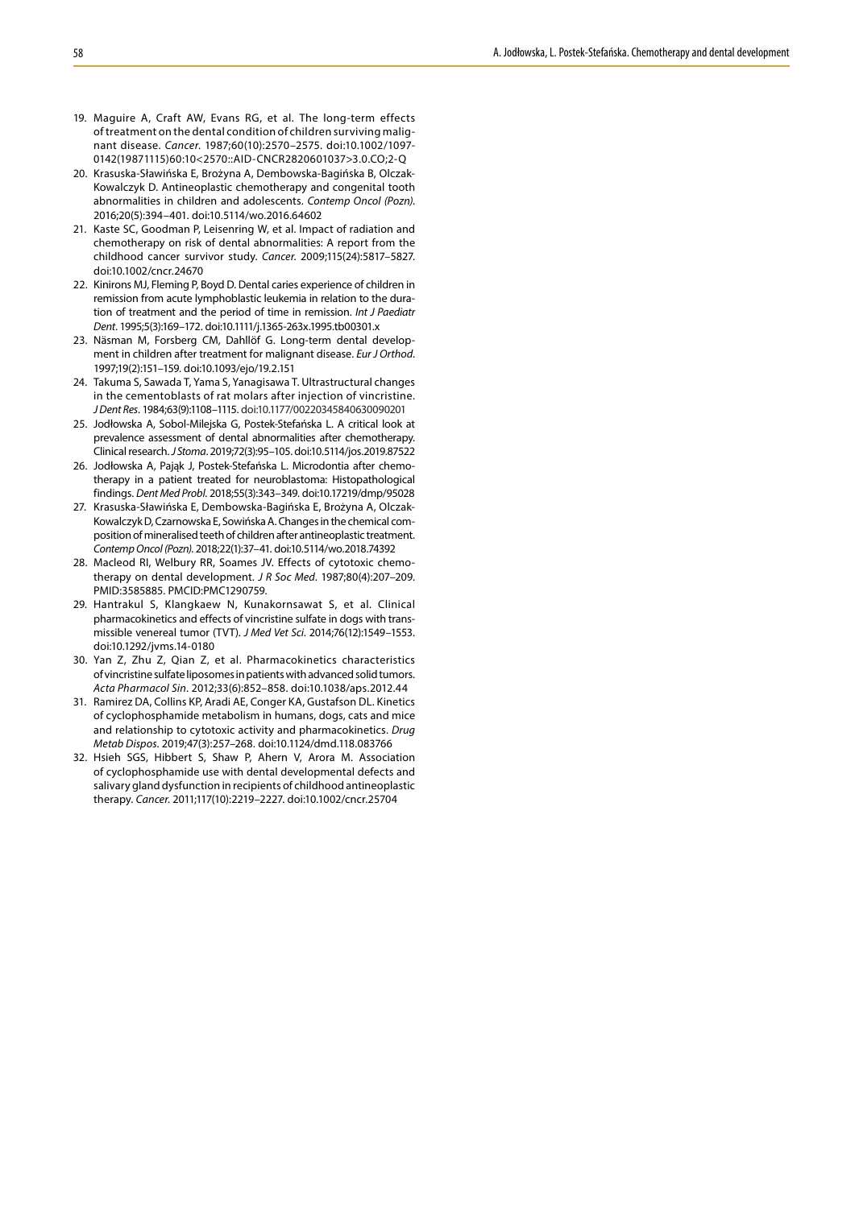19. Maguire A, Craft AW, Evans RG, et al. The long-term effects of treatment on the dental condition of children surviving malignant disease. *Cancer*. 1987;60(10):2570–2575. doi:10.1002/1097-0142(19871115)60:10<2570::AID-CNCR2820601037>3.0.CO;2-Q
20. Krasuska-Sławińska E, Brożyna A, Dembowska-Bagińska B, Olczak-Kowalczyk D. Antineoplastic chemotherapy and congenital tooth abnormalities in children and adolescents. *Contemp Oncol (Pozn)*. 2016;20(5):394–401. doi:10.5114/wo.2016.64602
21. Kaste SC, Goodman P, Leisenring W, et al. Impact of radiation and chemotherapy on risk of dental abnormalities: A report from the childhood cancer survivor study. *Cancer*. 2009;115(24):5817–5827. doi:10.1002/cncr.24670
22. Kinirons MJ, Fleming P, Boyd D. Dental caries experience of children in remission from acute lymphoblastic leukemia in relation to the duration of treatment and the period of time in remission. *Int J Paediatr Dent*. 1995;5(3):169–172. doi:10.1111/j.1365-263x.1995.tb00301.x
23. Näsman M, Forsberg CM, Dahllöf G. Long-term dental development in children after treatment for malignant disease. *Eur J Orthod*. 1997;19(2):151–159. doi:10.1093/ejo/19.2.151
24. Takuma S, Sawada T, Yama S, Yanagisawa T. Ultrastructural changes in the cementoblasts of rat molars after injection of vincristine. *J Dent Res*. 1984;63(9):1108–1115. doi:10.1177/00220345840630090201
25. Jodłowska A, Sobol-Milejska G, Postek-Stefańska L. A critical look at prevalence assessment of dental abnormalities after chemotherapy. Clinical research. *J Stoma*. 2019;72(3):95–105. doi:10.5114/jos.2019.87522
26. Jodłowska A, Pająk J, Postek-Stefańska L. Microdontia after chemotherapy in a patient treated for neuroblastoma: Histopathological findings. *Dent Med Probl*. 2018;55(3):343–349. doi:10.17219/dmp/95028
27. Krasuska-Sławińska E, Dembowska-Bagińska E, Brożyna A, Olczak-Kowalczyk D, Czarnowska E, Sowińska A. Changes in the chemical composition of mineralised teeth of children after antineoplastic treatment. *Contemp Oncol (Pozn)*. 2018;22(1):37–41. doi:10.5114/wo.2018.74392
28. Macleod RI, Welbury RR, Soames JV. Effects of cytotoxic chemotherapy on dental development. *J R Soc Med*. 1987;80(4):207–209. PMID:3585885. PMCID:PMC1290759.
29. Hantrakul S, Klangkaew N, Kunakornsawat S, et al. Clinical pharmacokinetics and effects of vincristine sulfate in dogs with transmissible venereal tumor (TVT). *J Med Vet Sci*. 2014;76(12):1549–1553. doi:10.1292/jvms.14-0180
30. Yan Z, Zhu Z, Qian Z, et al. Pharmacokinetics characteristics of vincristine sulfate liposomes in patients with advanced solid tumors. *Acta Pharmacol Sin*. 2012;33(6):852–858. doi:10.1038/aps.2012.44
31. Ramirez DA, Collins KP, Aradi AE, Conger KA, Gustafson DL. Kinetics of cyclophosphamide metabolism in humans, dogs, cats and mice and relationship to cytotoxic activity and pharmacokinetics. *Drug Metab Dispos*. 2019;47(3):257–268. doi:10.1124/dmd.118.083766
32. Hsieh SGS, Hibbert S, Shaw P, Ahern V, Arora M. Association of cyclophosphamide use with dental developmental defects and salivary gland dysfunction in recipients of childhood antineoplastic therapy. *Cancer*. 2011;117(10):2219–2227. doi:10.1002/cncr.25704